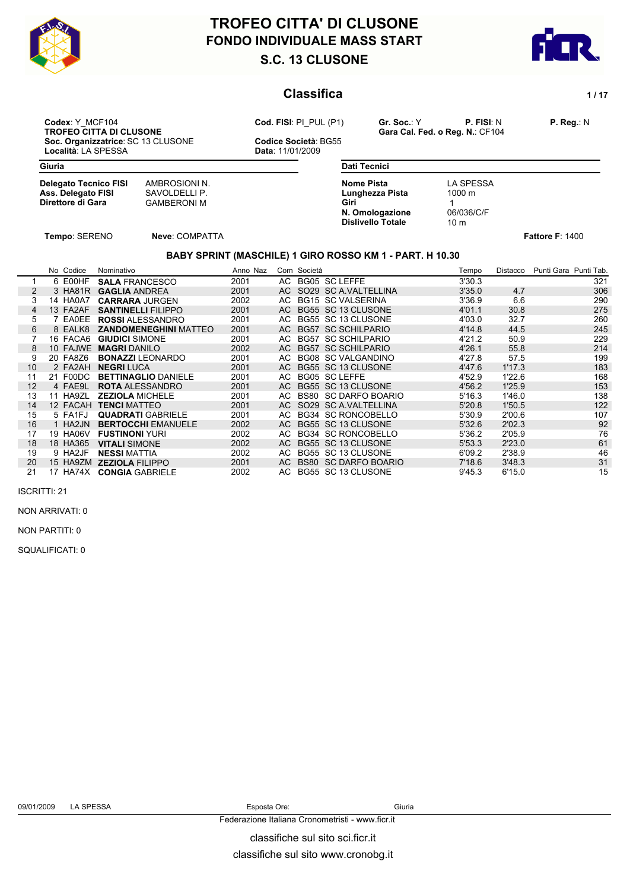# TROFEO CITTA' DI CLUSONE
## FONDO INDIVIDUALE MASS START
## S.C. 13 CLUSONE

### Classifica

**Codex**: Y_MCF104
**TROFEO CITTA DI CLUSONE**
**Soc. Organizzatrice**: SC 13 CLUSONE
**Località**: LA SPESSA

**Cod. FISI**: PI_PUL (P1)
**Codice Società**: BG55
**Data**: 11/01/2009

**Gr. Soc.**: Y **P. FISI**: N **P. Reg.**: N
**Gara Cal. Fed. o Reg. N.**: CF104

**Giuria**

| | |
|---|---|
| **Delegato Tecnico FISI** | AMBROSIONI N. |
| **Ass. Delegato FISI** | SAVOLDELLI P. |
| **Direttore di Gara** | GAMBERONI M |

**Dati Tecnici**

| | |
|---|---|
| **Nome Pista** | LA SPESSA |
| **Lunghezza Pista** | 1000 m |
| **Giri** | 1 |
| **N. Omologazione** | 06/036/C/F |
| **Dislivello Totale** | 10 m |

**Tempo**: SERENO **Neve**: COMPATTA **Fattore F**: 1400

#### BABY SPRINT (MASCHILE) 1 GIRO ROSSO KM 1 - PART. H 10.30

| | No | Codice | Nominativo | Anno | Naz | Com | Società | Tempo | Distacco | Punti Gara | Punti Tab. |
|---|---|---|---|---|---|---|---|---|---|---|---|
| 1 | 6 | E00HF | **SALA** FRANCESCO | 2001 | | AC | BG05 SC LEFFE | 3'30.3 | | | 321 |
| 2 | 3 | HA81R | **GAGLIA** ANDREA | 2001 | | AC | SO29 SC A.VALTELLINA | 3'35.0 | 4.7 | | 306 |
| 3 | 14 | HA0A7 | **CARRARA** JURGEN | 2002 | | AC | BG15 SC VALSERINA | 3'36.9 | 6.6 | | 290 |
| 4 | 13 | FA2AF | **SANTINELLI** FILIPPO | 2001 | | AC | BG55 SC 13 CLUSONE | 4'01.1 | 30.8 | | 275 |
| 5 | 7 | EA0EE | **ROSSI** ALESSANDRO | 2001 | | AC | BG55 SC 13 CLUSONE | 4'03.0 | 32.7 | | 260 |
| 6 | 8 | EALK8 | **ZANDOMENEGHINI** MATTEO | 2001 | | AC | BG57 SC SCHILPARIO | 4'14.8 | 44.5 | | 245 |
| 7 | 16 | FACA6 | **GIUDICI** SIMONE | 2001 | | AC | BG57 SC SCHILPARIO | 4'21.2 | 50.9 | | 229 |
| 8 | 10 | FAJWE | **MAGRI** DANILO | 2002 | | AC | BG57 SC SCHILPARIO | 4'26.1 | 55.8 | | 214 |
| 9 | 20 | FA8Z6 | **BONAZZI** LEONARDO | 2001 | | AC | BG08 SC VALGANDINO | 4'27.8 | 57.5 | | 199 |
| 10 | 2 | FA2AH | **NEGRI** LUCA | 2001 | | AC | BG55 SC 13 CLUSONE | 4'47.6 | 1'17.3 | | 183 |
| 11 | 21 | F00DC | **BETTINAGLIO** DANIELE | 2001 | | AC | BG05 SC LEFFE | 4'52.9 | 1'22.6 | | 168 |
| 12 | 4 | FAE9L | **ROTA** ALESSANDRO | 2001 | | AC | BG55 SC 13 CLUSONE | 4'56.2 | 1'25.9 | | 153 |
| 13 | 11 | HA9ZL | **ZEZIOLA** MICHELE | 2001 | | AC | BS80 SC DARFO BOARIO | 5'16.3 | 1'46.0 | | 138 |
| 14 | 12 | FACAH | **TENCI** MATTEO | 2001 | | AC | SO29 SC A.VALTELLINA | 5'20.8 | 1'50.5 | | 122 |
| 15 | 5 | FA1FJ | **QUADRATI** GABRIELE | 2001 | | AC | BG34 SC RONCOBELLO | 5'30.9 | 2'00.6 | | 107 |
| 16 | 1 | HA2JN | **BERTOCCHI** EMANUELE | 2002 | | AC | BG55 SC 13 CLUSONE | 5'32.6 | 2'02.3 | | 92 |
| 17 | 19 | HA06V | **FUSTINONI** YURI | 2002 | | AC | BG34 SC RONCOBELLO | 5'36.2 | 2'05.9 | | 76 |
| 18 | 18 | HA365 | **VITALI** SIMONE | 2002 | | AC | BG55 SC 13 CLUSONE | 5'53.3 | 2'23.0 | | 61 |
| 19 | 9 | HA2JF | **NESSI** MATTIA | 2002 | | AC | BG55 SC 13 CLUSONE | 6'09.2 | 2'38.9 | | 46 |
| 20 | 15 | HA9ZM | **ZEZIOLA** FILIPPO | 2001 | | AC | BS80 SC DARFO BOARIO | 7'18.6 | 3'48.3 | | 31 |
| 21 | 17 | HA74X | **CONGIA** GABRIELE | 2002 | | AC | BG55 SC 13 CLUSONE | 9'45.3 | 6'15.0 | | 15 |

ISCRITTI: 21

NON ARRIVATI: 0

NON PARTITI: 0

SQUALIFICATI: 0

09/01/2009 LA SPESSA Esposta Ore: Giuria

Federazione Italiana Cronometristi - www.ficr.it

classifiche sul sito sci.ficr.it

classifiche sul sito www.cronobg.it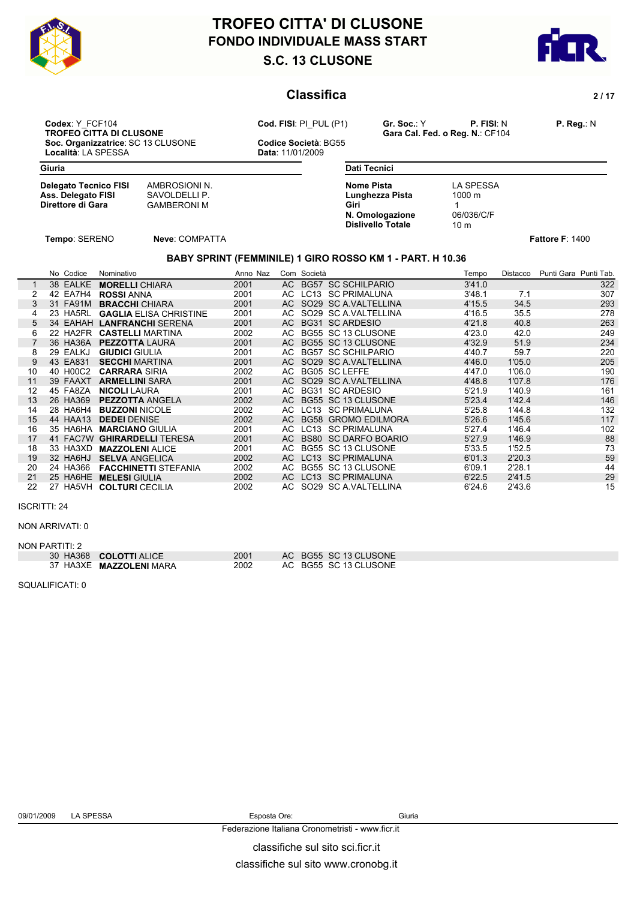# TROFEO CITTA' DI CLUSONE
## FONDO INDIVIDUALE MASS START
## S.C. 13 CLUSONE

### Classifica

**Codex**: Y_FCF104
**TROFEO CITTA DI CLUSONE**
**Soc. Organizzatrice**: SC 13 CLUSONE
**Località**: LA SPESSA

**Cod. FISI**: PI_PUL (P1)
**Codice Società**: BG55
**Data**: 11/01/2009

**Gr. Soc.**: Y **P. FISI**: N **P. Reg.**: N
**Gara Cal. Fed. o Reg. N.**: CF104

**Giuria**

| | |
|---|---|
| **Delegato Tecnico FISI** | AMBROSIONI N. |
| **Ass. Delegato FISI** | SAVOLDELLI P. |
| **Direttore di Gara** | GAMBERONI M |

**Dati Tecnici**

| | |
|---|---|
| **Nome Pista** | LA SPESSA |
| **Lunghezza Pista** | 1000 m |
| **Giri** | 1 |
| **N. Omologazione** | 06/036/C/F |
| **Dislivello Totale** | 10 m |

**Tempo**: SERENO **Neve**: COMPATTA **Fattore F**: 1400

### BABY SPRINT (FEMMINILE) 1 GIRO ROSSO KM 1 - PART. H 10.36

| | No | Codice | Nominativo | Anno | Naz | Com | Società | Tempo | Distacco | Punti Gara | Punti Tab. |
|---|---|---|---|---|---|---|---|---|---|---|---|
| 1 | 38 | EALKE | **MORELLI** CHIARA | 2001 | | AC | BG57 SC SCHILPARIO | 3'41.0 | | | 322 |
| 2 | 42 | EA7H4 | **ROSSI** ANNA | 2001 | | AC | LC13 SC PRIMALUNA | 3'48.1 | 7.1 | | 307 |
| 3 | 31 | FA91M | **BRACCHI** CHIARA | 2001 | | AC | SO29 SC A.VALTELLINA | 4'15.5 | 34.5 | | 293 |
| 4 | 23 | HA5RL | **GAGLIA** ELISA CHRISTINE | 2001 | | AC | SO29 SC A.VALTELLINA | 4'16.5 | 35.5 | | 278 |
| 5 | 34 | EAHAH | **LANFRANCHI** SERENA | 2001 | | AC | BG31 SC ARDESIO | 4'21.8 | 40.8 | | 263 |
| 6 | 22 | HA2FR | **CASTELLI** MARTINA | 2002 | | AC | BG55 SC 13 CLUSONE | 4'23.0 | 42.0 | | 249 |
| 7 | 36 | HA36A | **PEZZOTTA** LAURA | 2001 | | AC | BG55 SC 13 CLUSONE | 4'32.9 | 51.9 | | 234 |
| 8 | 29 | EALKJ | **GIUDICI** GIULIA | 2001 | | AC | BG57 SC SCHILPARIO | 4'40.7 | 59.7 | | 220 |
| 9 | 43 | EA831 | **SECCHI** MARTINA | 2001 | | AC | SO29 SC A.VALTELLINA | 4'46.0 | 1'05.0 | | 205 |
| 10 | 40 | H00C2 | **CARRARA** SIRIA | 2002 | | AC | BG05 SC LEFFE | 4'47.0 | 1'06.0 | | 190 |
| 11 | 39 | FAAXT | **ARMELLINI** SARA | 2001 | | AC | SO29 SC A.VALTELLINA | 4'48.8 | 1'07.8 | | 176 |
| 12 | 45 | FA8ZA | **NICOLI** LAURA | 2001 | | AC | BG31 SC ARDESIO | 5'21.9 | 1'40.9 | | 161 |
| 13 | 26 | HA369 | **PEZZOTTA** ANGELA | 2002 | | AC | BG55 SC 13 CLUSONE | 5'23.4 | 1'42.4 | | 146 |
| 14 | 28 | HA6H4 | **BUZZONI** NICOLE | 2002 | | AC | LC13 SC PRIMALUNA | 5'25.8 | 1'44.8 | | 132 |
| 15 | 44 | HAA13 | **DEDEI** DENISE | 2002 | | AC | BG58 GROMO EDILMORA | 5'26.6 | 1'45.6 | | 117 |
| 16 | 35 | HA6HA | **MARCIANO** GIULIA | 2001 | | AC | LC13 SC PRIMALUNA | 5'27.4 | 1'46.4 | | 102 |
| 17 | 41 | FAC7W | **GHIRARDELLI** TERESA | 2001 | | AC | BS80 SC DARFO BOARIO | 5'27.9 | 1'46.9 | | 88 |
| 18 | 33 | HA3XD | **MAZZOLENI** ALICE | 2001 | | AC | BG55 SC 13 CLUSONE | 5'33.5 | 1'52.5 | | 73 |
| 19 | 32 | HA6HJ | **SELVA** ANGELICA | 2002 | | AC | LC13 SC PRIMALUNA | 6'01.3 | 2'20.3 | | 59 |
| 20 | 24 | HA366 | **FACCHINETTI** STEFANIA | 2002 | | AC | BG55 SC 13 CLUSONE | 6'09.1 | 2'28.1 | | 44 |
| 21 | 25 | HA6HE | **MELESI** GIULIA | 2002 | | AC | LC13 SC PRIMALUNA | 6'22.5 | 2'41.5 | | 29 |
| 22 | 27 | HA5VH | **COLTURI** CECILIA | 2002 | | AC | SO29 SC A.VALTELLINA | 6'24.6 | 2'43.6 | | 15 |

ISCRITTI: 24

NON ARRIVATI: 0

NON PARTITI: 2

| No | Codice | Nominativo | Anno | Com | Società |
|---|---|---|---|---|---|
| 30 | HA368 | **COLOTTI** ALICE | 2001 | AC | BG55 SC 13 CLUSONE |
| 37 | HA3XE | **MAZZOLENI** MARA | 2002 | AC | BG55 SC 13 CLUSONE |

SQUALIFICATI: 0

09/01/2009 LA SPESSA Esposta Ore: Giuria

Federazione Italiana Cronometristi - www.ficr.it

classifiche sul sito sci.ficr.it

classifiche sul sito www.cronobg.it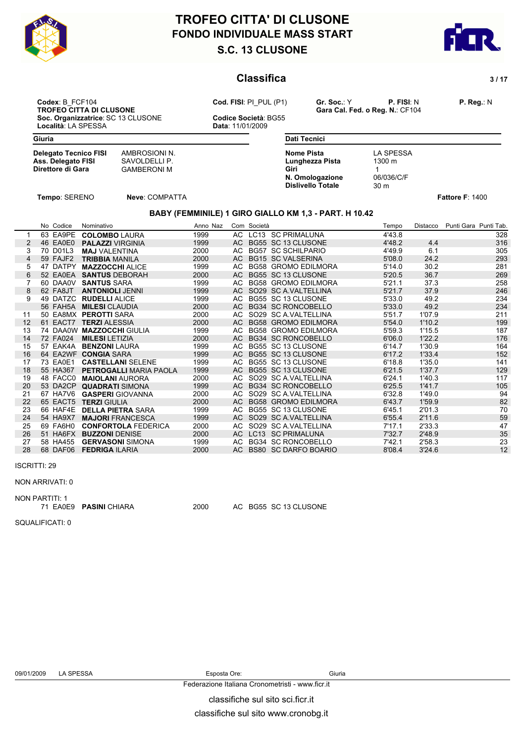# TROFEO CITTA' DI CLUSONE
## FONDO INDIVIDUALE MASS START
## S.C. 13 CLUSONE

## Classifica

**Codex**: B_FCF104
**TROFEO CITTA DI CLUSONE**
**Soc. Organizzatrice**: SC 13 CLUSONE
**Località**: LA SPESSA

**Cod. FISI**: PI_PUL (P1)
**Codice Società**: BG55
**Data**: 11/01/2009

**Gr. Soc.**: Y **P. FISI**: N **P. Reg.**: N
**Gara Cal. Fed. o Reg. N.**: CF104

**Giuria**

| | |
|---|---|
| **Delegato Tecnico FISI** | AMBROSIONI N. |
| **Ass. Delegato FISI** | SAVOLDELLI P. |
| **Direttore di Gara** | GAMBERONI M |

**Dati Tecnici**

| | |
|---|---|
| **Nome Pista** | LA SPESSA |
| **Lunghezza Pista** | 1300 m |
| **Giri** | 1 |
| **N. Omologazione** | 06/036/C/F |
| **Dislivello Totale** | 30 m |

**Tempo**: SERENO **Neve**: COMPATTA **Fattore F**: 1400

### BABY (FEMMINILE) 1 GIRO GIALLO KM 1,3 - PART. H 10.42

| | No | Codice | Nominativo | Anno | Naz | Com | Società | Tempo | Distacco | Punti Gara | Punti Tab. |
|---|---|---|---|---|---|---|---|---|---|---|---|
| 1 | 63 | EA9PE | **COLOMBO** LAURA | 1999 | | AC | LC13 SC PRIMALUNA | 4'43.8 | | | 328 |
| 2 | 46 | EA0E0 | **PALAZZI** VIRGINIA | 1999 | | AC | BG55 SC 13 CLUSONE | 4'48.2 | 4.4 | | 316 |
| 3 | 70 | D01L3 | **MAJ** VALENTINA | 2000 | | AC | BG57 SC SCHILPARIO | 4'49.9 | 6.1 | | 305 |
| 4 | 59 | FAJF2 | **TRIBBIA** MANILA | 2000 | | AC | BG15 SC VALSERINA | 5'08.0 | 24.2 | | 293 |
| 5 | 47 | DATPY | **MAZZOCCHI** ALICE | 1999 | | AC | BG58 GROMO EDILMORA | 5'14.0 | 30.2 | | 281 |
| 6 | 52 | EA0EA | **SANTUS** DEBORAH | 2000 | | AC | BG55 SC 13 CLUSONE | 5'20.5 | 36.7 | | 269 |
| 7 | 60 | DAA0V | **SANTUS** SARA | 1999 | | AC | BG58 GROMO EDILMORA | 5'21.1 | 37.3 | | 258 |
| 8 | 62 | FA8JT | **ANTONIOLI** JENNI | 1999 | | AC | SO29 SC A.VALTELLINA | 5'21.7 | 37.9 | | 246 |
| 9 | 49 | DATZC | **RUDELLI** ALICE | 1999 | | AC | BG55 SC 13 CLUSONE | 5'33.0 | 49.2 | | 234 |
| | 56 | FAH5A | **MILESI** CLAUDIA | 2000 | | AC | BG34 SC RONCOBELLO | 5'33.0 | 49.2 | | 234 |
| 11 | 50 | EA8MX | **PEROTTI** SARA | 2000 | | AC | SO29 SC A.VALTELLINA | 5'51.7 | 1'07.9 | | 211 |
| 12 | 61 | EACT7 | **TERZI** ALESSIA | 2000 | | AC | BG58 GROMO EDILMORA | 5'54.0 | 1'10.2 | | 199 |
| 13 | 74 | DAA0W | **MAZZOCCHI** GIULIA | 1999 | | AC | BG58 GROMO EDILMORA | 5'59.3 | 1'15.5 | | 187 |
| 14 | 72 | FA024 | **MILESI** LETIZIA | 2000 | | AC | BG34 SC RONCOBELLO | 6'06.0 | 1'22.2 | | 176 |
| 15 | 57 | EAK4A | **BENZONI** LAURA | 1999 | | AC | BG55 SC 13 CLUSONE | 6'14.7 | 1'30.9 | | 164 |
| 16 | 64 | EA2WF | **CONGIA** SARA | 1999 | | AC | BG55 SC 13 CLUSONE | 6'17.2 | 1'33.4 | | 152 |
| 17 | 73 | EA0E1 | **CASTELLANI** SELENE | 1999 | | AC | BG55 SC 13 CLUSONE | 6'18.8 | 1'35.0 | | 141 |
| 18 | 55 | HA367 | **PETROGALLI** MARIA PAOLA | 1999 | | AC | BG55 SC 13 CLUSONE | 6'21.5 | 1'37.7 | | 129 |
| 19 | 48 | FACC0 | **MAIOLANI** AURORA | 2000 | | AC | SO29 SC A.VALTELLINA | 6'24.1 | 1'40.3 | | 117 |
| 20 | 53 | DA2CP | **QUADRATI** SIMONA | 1999 | | AC | BG34 SC RONCOBELLO | 6'25.5 | 1'41.7 | | 105 |
| 21 | 67 | HA7V6 | **GASPERI** GIOVANNA | 2000 | | AC | SO29 SC A.VALTELLINA | 6'32.8 | 1'49.0 | | 94 |
| 22 | 65 | EACT5 | **TERZI** GIULIA | 2000 | | AC | BG58 GROMO EDILMORA | 6'43.7 | 1'59.9 | | 82 |
| 23 | 66 | HAF4E | **DELLA PIETRA** SARA | 1999 | | AC | BG55 SC 13 CLUSONE | 6'45.1 | 2'01.3 | | 70 |
| 24 | 54 | HA9X7 | **MAJORI** FRANCESCA | 1999 | | AC | SO29 SC A.VALTELLINA | 6'55.4 | 2'11.6 | | 59 |
| 25 | 69 | FA6H0 | **CONFORTOLA** FEDERICA | 2000 | | AC | SO29 SC A.VALTELLINA | 7'17.1 | 2'33.3 | | 47 |
| 26 | 51 | HA6FX | **BUZZONI** DENISE | 2000 | | AC | LC13 SC PRIMALUNA | 7'32.7 | 2'48.9 | | 35 |
| 27 | 58 | HA455 | **GERVASONI** SIMONA | 1999 | | AC | BG34 SC RONCOBELLO | 7'42.1 | 2'58.3 | | 23 |
| 28 | 68 | DAF06 | **FEDRIGA** ILARIA | 2000 | | AC | BS80 SC DARFO BOARIO | 8'08.4 | 3'24.6 | | 12 |

ISCRITTI: 29

NON ARRIVATI: 0

NON PARTITI: 1

| No | Codice | Nominativo | Anno | Com | Società |
|---|---|---|---|---|---|
| 71 | EA0E9 | **PASINI** CHIARA | 2000 | AC | BG55 SC 13 CLUSONE |

SQUALIFICATI: 0

09/01/2009 LA SPESSA Esposta Ore: Giuria

Federazione Italiana Cronometristi - www.ficr.it

classifiche sul sito sci.ficr.it

classifiche sul sito www.cronobg.it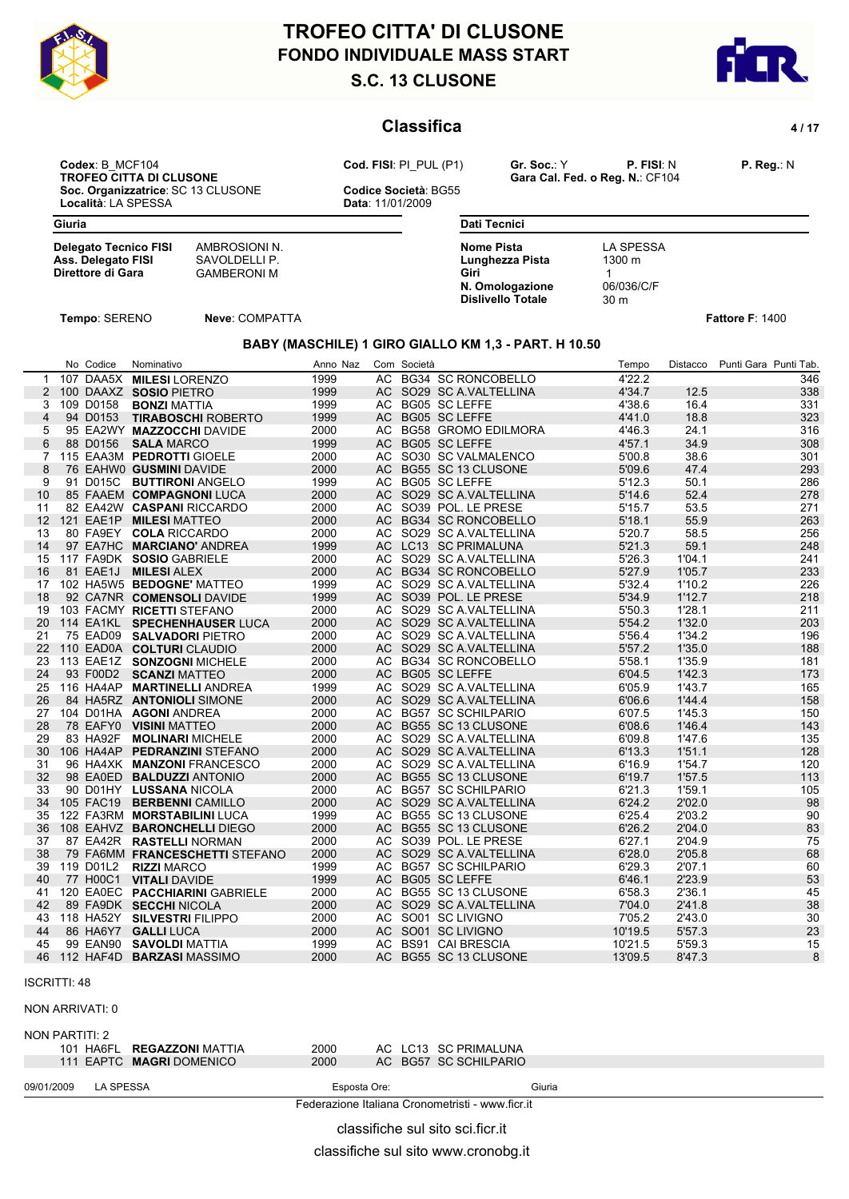# TROFEO CITTA' DI CLUSONE
## FONDO INDIVIDUALE MASS START
## S.C. 13 CLUSONE

## Classifica

**Codex**: B_MCF104
**TROFEO CITTA DI CLUSONE**
**Soc. Organizzatrice**: SC 13 CLUSONE
**Località**: LA SPESSA

**Cod. FISI**: PI_PUL (P1)
**Codice Società**: BG55
**Data**: 11/01/2009

**Gr. Soc.**: Y **P. FISI**: N **P. Reg.**: N
**Gara Cal. Fed. o Reg. N.**: CF104

| Giuria | |
|---|---|
| **Delegato Tecnico FISI** | AMBROSIONI N. |
| **Ass. Delegato FISI** | SAVOLDELLI P. |
| **Direttore di Gara** | GAMBERONI M |

| Dati Tecnici | |
|---|---|
| **Nome Pista** | LA SPESSA |
| **Lunghezza Pista** | 1300 m |
| **Giri** | 1 |
| **N. Omologazione** | 06/036/C/F |
| **Dislivello Totale** | 30 m |

**Tempo**: SERENO **Neve**: COMPATTA **Fattore F**: 1400

### BABY (MASCHILE) 1 GIRO GIALLO KM 1,3 - PART. H 10.50

| | No | Codice | Nominativo | Anno | Naz | Com | Società | Tempo | Distacco | Punti Gara | Punti Tab. |
|---|---|---|---|---|---|---|---|---|---|---|---|
| 1 | 107 | DAA5X | **MILESI** LORENZO | 1999 | | AC | BG34 SC RONCOBELLO | 4'22.2 | | | 346 |
| 2 | 100 | DAAXZ | **SOSIO** PIETRO | 1999 | | AC | SO29 SC A.VALTELLINA | 4'34.7 | 12.5 | | 338 |
| 3 | 109 | D0158 | **BONZI** MATTIA | 1999 | | AC | BG05 SC LEFFE | 4'38.6 | 16.4 | | 331 |
| 4 | 94 | D0153 | **TIRABOSCHI** ROBERTO | 1999 | | AC | BG05 SC LEFFE | 4'41.0 | 18.8 | | 323 |
| 5 | 95 | EA2WY | **MAZZOCCHI** DAVIDE | 2000 | | AC | BG58 GROMO EDILMORA | 4'46.3 | 24.1 | | 316 |
| 6 | 88 | D0156 | **SALA** MARCO | 1999 | | AC | BG05 SC LEFFE | 4'57.1 | 34.9 | | 308 |
| 7 | 115 | EAA3M | **PEDROTTI** GIOELE | 2000 | | AC | SO30 SC VALMALENCO | 5'00.8 | 38.6 | | 301 |
| 8 | 76 | EAHW0 | **GUSMINI** DAVIDE | 2000 | | AC | BG55 SC 13 CLUSONE | 5'09.6 | 47.4 | | 293 |
| 9 | 91 | D015C | **BUTTIRONI** ANGELO | 1999 | | AC | BG05 SC LEFFE | 5'12.3 | 50.1 | | 286 |
| 10 | 85 | FAAEM | **COMPAGNONI** LUCA | 2000 | | AC | SO29 SC A.VALTELLINA | 5'14.6 | 52.4 | | 278 |
| 11 | 82 | EA42W | **CASPANI** RICCARDO | 2000 | | AC | SO39 POL. LE PRESE | 5'15.7 | 53.5 | | 271 |
| 12 | 121 | EAE1P | **MILESI** MATTEO | 2000 | | AC | BG34 SC RONCOBELLO | 5'18.1 | 55.9 | | 263 |
| 13 | 80 | FA9EY | **COLA** RICCARDO | 2000 | | AC | SO29 SC A.VALTELLINA | 5'20.7 | 58.5 | | 256 |
| 14 | 97 | EA7HC | **MARCIANO'** ANDREA | 1999 | | AC | LC13 SC PRIMALUNA | 5'21.3 | 59.1 | | 248 |
| 15 | 117 | FA9DK | **SOSIO** GABRIELE | 2000 | | AC | SO29 SC A.VALTELLINA | 5'26.3 | 1'04.1 | | 241 |
| 16 | 81 | EAE1J | **MILESI** ALEX | 2000 | | AC | BG34 SC RONCOBELLO | 5'27.9 | 1'05.7 | | 233 |
| 17 | 102 | HA5W5 | **BEDOGNE'** MATTEO | 1999 | | AC | SO29 SC A.VALTELLINA | 5'32.4 | 1'10.2 | | 226 |
| 18 | 92 | CA7NR | **COMENSOLI** DAVIDE | 1999 | | AC | SO39 POL. LE PRESE | 5'34.9 | 1'12.7 | | 218 |
| 19 | 103 | FACMY | **RICETTI** STEFANO | 2000 | | AC | SO29 SC A.VALTELLINA | 5'50.3 | 1'28.1 | | 211 |
| 20 | 114 | EA1KL | **SPECHENHAUSER** LUCA | 2000 | | AC | SO29 SC A.VALTELLINA | 5'54.2 | 1'32.0 | | 203 |
| 21 | 75 | EAD09 | **SALVADORI** PIETRO | 2000 | | AC | SO29 SC A.VALTELLINA | 5'56.4 | 1'34.2 | | 196 |
| 22 | 110 | EAD0A | **COLTURI** CLAUDIO | 2000 | | AC | SO29 SC A.VALTELLINA | 5'57.2 | 1'35.0 | | 188 |
| 23 | 113 | EAE1Z | **SONZOGNI** MICHELE | 2000 | | AC | BG34 SC RONCOBELLO | 5'58.1 | 1'35.9 | | 181 |
| 24 | 93 | F00D2 | **SCANZI** MATTEO | 2000 | | AC | BG05 SC LEFFE | 6'04.5 | 1'42.3 | | 173 |
| 25 | 116 | HA4AP | **MARTINELLI** ANDREA | 1999 | | AC | SO29 SC A.VALTELLINA | 6'05.9 | 1'43.7 | | 165 |
| 26 | 84 | HA5RZ | **ANTONIOLI** SIMONE | 2000 | | AC | SO29 SC A.VALTELLINA | 6'06.6 | 1'44.4 | | 158 |
| 27 | 104 | D01HA | **AGONI** ANDREA | 2000 | | AC | BG57 SC SCHILPARIO | 6'07.5 | 1'45.3 | | 150 |
| 28 | 78 | EAFY0 | **VISINI** MATTEO | 2000 | | AC | BG55 SC 13 CLUSONE | 6'08.6 | 1'46.4 | | 143 |
| 29 | 83 | HA92F | **MOLINARI** MICHELE | 2000 | | AC | SO29 SC A.VALTELLINA | 6'09.8 | 1'47.6 | | 135 |
| 30 | 106 | HA4AP | **PEDRANZINI** STEFANO | 2000 | | AC | SO29 SC A.VALTELLINA | 6'13.3 | 1'51.1 | | 128 |
| 31 | 96 | HA4XK | **MANZONI** FRANCESCO | 2000 | | AC | SO29 SC A.VALTELLINA | 6'16.9 | 1'54.7 | | 120 |
| 32 | 98 | EA0ED | **BALDUZZI** ANTONIO | 2000 | | AC | BG55 SC 13 CLUSONE | 6'19.7 | 1'57.5 | | 113 |
| 33 | 90 | D01HY | **LUSSANA** NICOLA | 2000 | | AC | BG57 SC SCHILPARIO | 6'21.3 | 1'59.1 | | 105 |
| 34 | 105 | FAC19 | **BERBENNI** CAMILLO | 2000 | | AC | SO29 SC A.VALTELLINA | 6'24.2 | 2'02.0 | | 98 |
| 35 | 122 | FA3RM | **MORSTABILINI** LUCA | 1999 | | AC | BG55 SC 13 CLUSONE | 6'25.4 | 2'03.2 | | 90 |
| 36 | 108 | EAHVZ | **BARONCHELLI** DIEGO | 2000 | | AC | BG55 SC 13 CLUSONE | 6'26.2 | 2'04.0 | | 83 |
| 37 | 87 | EA42R | **RASTELLI** NORMAN | 2000 | | AC | SO39 POL. LE PRESE | 6'27.1 | 2'04.9 | | 75 |
| 38 | 79 | FA6MM | **FRANCESCHETTI** STEFANO | 2000 | | AC | SO29 SC A.VALTELLINA | 6'28.0 | 2'05.8 | | 68 |
| 39 | 119 | D01L2 | **RIZZI** MARCO | 1999 | | AC | BG57 SC SCHILPARIO | 6'29.3 | 2'07.1 | | 60 |
| 40 | 77 | H00C1 | **VITALI** DAVIDE | 1999 | | AC | BG05 SC LEFFE | 6'46.1 | 2'23.9 | | 53 |
| 41 | 120 | EA0EC | **PACCHIARINI** GABRIELE | 2000 | | AC | BG55 SC 13 CLUSONE | 6'58.3 | 2'36.1 | | 45 |
| 42 | 89 | FA9DK | **SECCHI** NICOLA | 2000 | | AC | SO29 SC A.VALTELLINA | 7'04.0 | 2'41.8 | | 38 |
| 43 | 118 | HA52Y | **SILVESTRI** FILIPPO | 2000 | | AC | SO01 SC LIVIGNO | 7'05.2 | 2'43.0 | | 30 |
| 44 | 86 | HA6Y7 | **GALLI** LUCA | 2000 | | AC | SO01 SC LIVIGNO | 10'19.5 | 5'57.3 | | 23 |
| 45 | 99 | EAN90 | **SAVOLDI** MATTIA | 1999 | | AC | BS91 CAI BRESCIA | 10'21.5 | 5'59.3 | | 15 |
| 46 | 112 | HAF4D | **BARZASI** MASSIMO | 2000 | | AC | BG55 SC 13 CLUSONE | 13'09.5 | 8'47.3 | | 8 |

ISCRITTI: 48

NON ARRIVATI: 0

NON PARTITI: 2

| No | Codice | Nominativo | Anno | Com | Società |
|---|---|---|---|---|---|
| 101 | HA6FL | **REGAZZONI** MATTIA | 2000 | AC | LC13 SC PRIMALUNA |
| 111 | EAPTC | **MAGRI** DOMENICO | 2000 | AC | BG57 SC SCHILPARIO |

09/01/2009 LA SPESSA Esposta Ore: Giuria

Federazione Italiana Cronometristi - www.ficr.it

classifiche sul sito sci.ficr.it

classifiche sul sito www.cronobg.it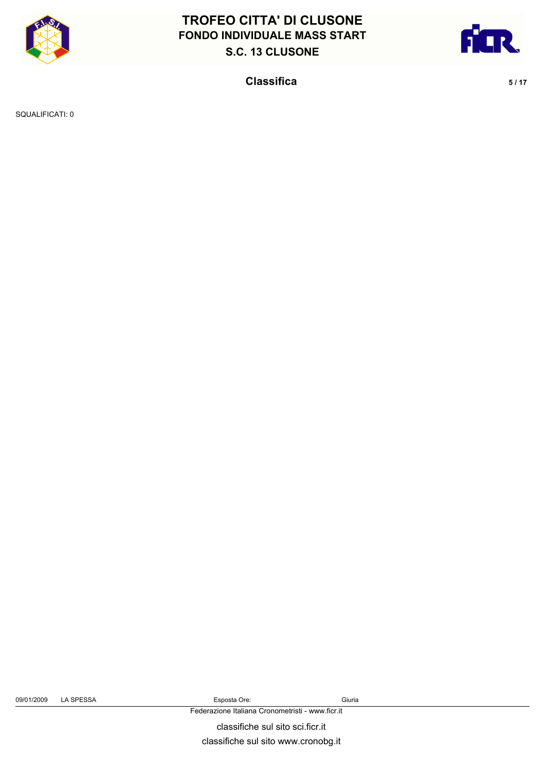SQUALIFICATI: 0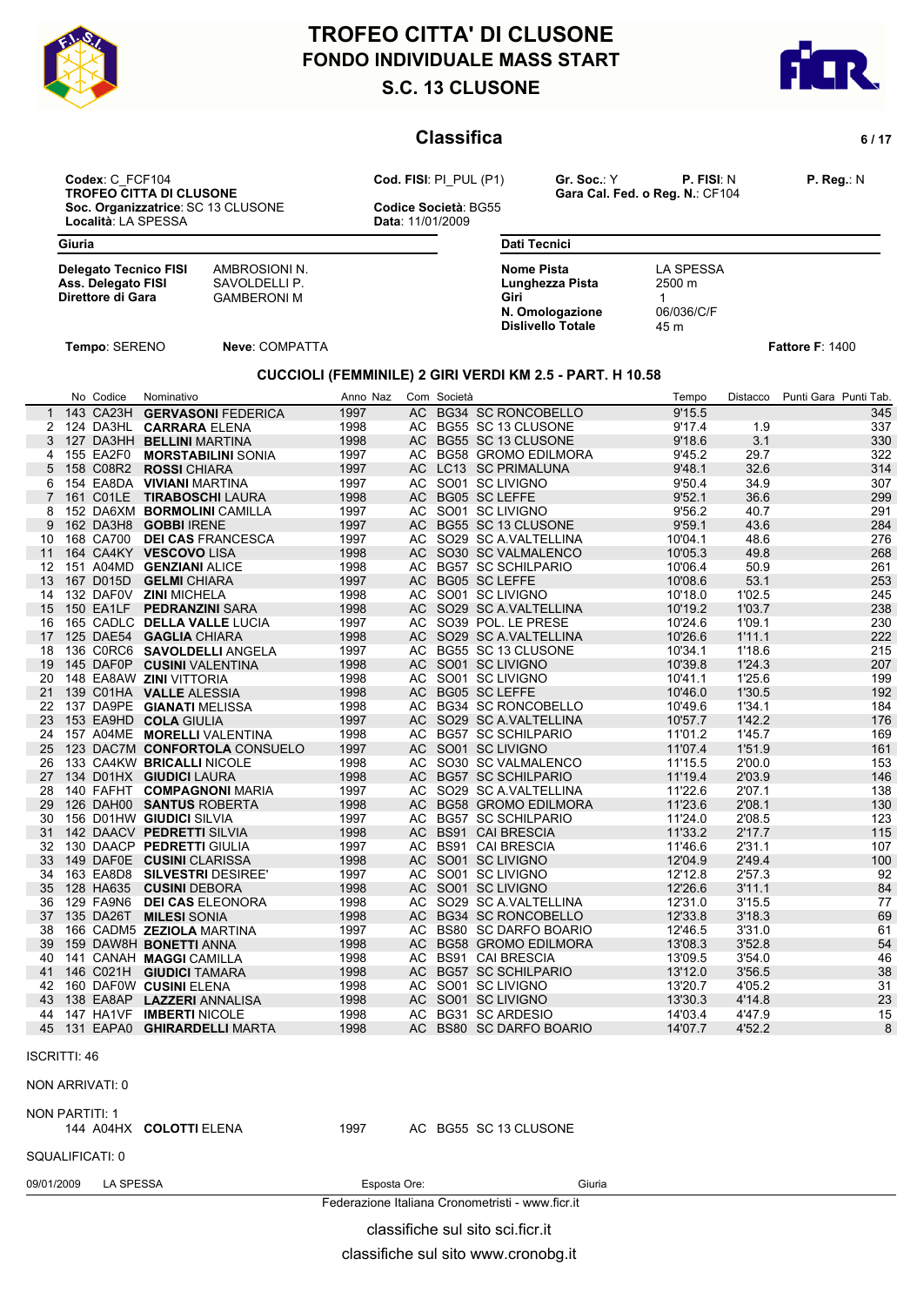# TROFEO CITTA' DI CLUSONE

## FONDO INDIVIDUALE MASS START

## S.C. 13 CLUSONE

## Classifica

**Codex**: C_FCF104
**TROFEO CITTA DI CLUSONE**
**Soc. Organizzatrice**: SC 13 CLUSONE
**Località**: LA SPESSA

**Cod. FISI**: PI_PUL (P1)
**Codice Società**: BG55
**Data**: 11/01/2009

**Gr. Soc.**: Y  **P. FISI**: N  **P. Reg.**: N
**Gara Cal. Fed. o Reg. N.**: CF104

**Giuria**

| | |
|---|---|
| **Delegato Tecnico FISI** | AMBROSIONI N. |
| **Ass. Delegato FISI** | SAVOLDELLI P. |
| **Direttore di Gara** | GAMBERONI M |

**Dati Tecnici**

| | |
|---|---|
| **Nome Pista** | LA SPESSA |
| **Lunghezza Pista** | 2500 m |
| **Giri** | 1 |
| **N. Omologazione** | 06/036/C/F |
| **Dislivello Totale** | 45 m |

**Tempo**: SERENO  **Neve**: COMPATTA  **Fattore F**: 1400

### CUCCIOLI (FEMMINILE) 2 GIRI VERDI KM 2.5 - PART. H 10.58

| | No | Codice | Nominativo | Anno | Naz | Com | Società | | Tempo | Distacco | Punti Gara | Punti Tab. |
|---|---|---|---|---|---|---|---|---|---|---|---|---|
| 1 | 143 | CA23H | **GERVASONI** FEDERICA | 1997 | | AC | BG34 | SC RONCOBELLO | 9'15.5 | | | 345 |
| 2 | 124 | DA3HL | **CARRARA** ELENA | 1998 | | AC | BG55 | SC 13 CLUSONE | 9'17.4 | 1.9 | | 337 |
| 3 | 127 | DA3HH | **BELLINI** MARTINA | 1998 | | AC | BG55 | SC 13 CLUSONE | 9'18.6 | 3.1 | | 330 |
| 4 | 155 | EA2F0 | **MORSTABILINI** SONIA | 1997 | | AC | BG58 | GROMO EDILMORA | 9'45.2 | 29.7 | | 322 |
| 5 | 158 | C08R2 | **ROSSI** CHIARA | 1997 | | AC | LC13 | SC PRIMALUNA | 9'48.1 | 32.6 | | 314 |
| 6 | 154 | EA8DA | **VIVIANI** MARTINA | 1997 | | AC | SO01 | SC LIVIGNO | 9'50.4 | 34.9 | | 307 |
| 7 | 161 | C01LE | **TIRABOSCHI** LAURA | 1998 | | AC | BG05 | SC LEFFE | 9'52.1 | 36.6 | | 299 |
| 8 | 152 | DA6XM | **BORMOLINI** CAMILLA | 1997 | | AC | SO01 | SC LIVIGNO | 9'56.2 | 40.7 | | 291 |
| 9 | 162 | DA3H8 | **GOBBI** IRENE | 1997 | | AC | BG55 | SC 13 CLUSONE | 9'59.1 | 43.6 | | 284 |
| 10 | 168 | CA700 | **DEI CAS** FRANCESCA | 1997 | | AC | SO29 | SC A.VALTELLINA | 10'04.1 | 48.6 | | 276 |
| 11 | 164 | CA4KY | **VESCOVO** LISA | 1998 | | AC | SO30 | SC VALMALENCO | 10'05.3 | 49.8 | | 268 |
| 12 | 151 | A04MD | **GENZIANI** ALICE | 1998 | | AC | BG57 | SC SCHILPARIO | 10'06.4 | 50.9 | | 261 |
| 13 | 167 | D015D | **GELMI** CHIARA | 1997 | | AC | BG05 | SC LEFFE | 10'08.6 | 53.1 | | 253 |
| 14 | 132 | DAF0V | **ZINI** MICHELA | 1998 | | AC | SO01 | SC LIVIGNO | 10'18.0 | 1'02.5 | | 245 |
| 15 | 150 | EA1LF | **PEDRANZINI** SARA | 1998 | | AC | SO29 | SC A.VALTELLINA | 10'19.2 | 1'03.7 | | 238 |
| 16 | 165 | CADLC | **DELLA VALLE** LUCIA | 1997 | | AC | SO39 | POL. LE PRESE | 10'24.6 | 1'09.1 | | 230 |
| 17 | 125 | DAE54 | **GAGLIA** CHIARA | 1998 | | AC | SO29 | SC A.VALTELLINA | 10'26.6 | 1'11.1 | | 222 |
| 18 | 136 | C0RC6 | **SAVOLDELLI** ANGELA | 1997 | | AC | BG55 | SC 13 CLUSONE | 10'34.1 | 1'18.6 | | 215 |
| 19 | 145 | DAF0P | **CUSINI** VALENTINA | 1998 | | AC | SO01 | SC LIVIGNO | 10'39.8 | 1'24.3 | | 207 |
| 20 | 148 | EA8AW | **ZINI** VITTORIA | 1998 | | AC | SO01 | SC LIVIGNO | 10'41.1 | 1'25.6 | | 199 |
| 21 | 139 | C01HA | **VALLE** ALESSIA | 1998 | | AC | BG05 | SC LEFFE | 10'46.0 | 1'30.5 | | 192 |
| 22 | 137 | DA9PE | **GIANATI** MELISSA | 1998 | | AC | BG34 | SC RONCOBELLO | 10'49.6 | 1'34.1 | | 184 |
| 23 | 153 | EA9HD | **COLA** GIULIA | 1997 | | AC | SO29 | SC A.VALTELLINA | 10'57.7 | 1'42.2 | | 176 |
| 24 | 157 | A04ME | **MORELLI** VALENTINA | 1998 | | AC | BG57 | SC SCHILPARIO | 11'01.2 | 1'45.7 | | 169 |
| 25 | 123 | DAC7M | **CONFORTOLA** CONSUELO | 1997 | | AC | SO01 | SC LIVIGNO | 11'07.4 | 1'51.9 | | 161 |
| 26 | 133 | CA4KW | **BRICALLI** NICOLE | 1998 | | AC | SO30 | SC VALMALENCO | 11'15.5 | 2'00.0 | | 153 |
| 27 | 134 | D01HX | **GIUDICI** LAURA | 1998 | | AC | BG57 | SC SCHILPARIO | 11'19.4 | 2'03.9 | | 146 |
| 28 | 140 | FAFHT | **COMPAGNONI** MARIA | 1997 | | AC | SO29 | SC A.VALTELLINA | 11'22.6 | 2'07.1 | | 138 |
| 29 | 126 | DAH00 | **SANTUS** ROBERTA | 1998 | | AC | BG58 | GROMO EDILMORA | 11'23.6 | 2'08.1 | | 130 |
| 30 | 156 | D01HW | **GIUDICI** SILVIA | 1997 | | AC | BG57 | SC SCHILPARIO | 11'24.0 | 2'08.5 | | 123 |
| 31 | 142 | DAACV | **PEDRETTI** SILVIA | 1998 | | AC | BS91 | CAI BRESCIA | 11'33.2 | 2'17.7 | | 115 |
| 32 | 130 | DAACP | **PEDRETTI** GIULIA | 1997 | | AC | BS91 | CAI BRESCIA | 11'46.6 | 2'31.1 | | 107 |
| 33 | 149 | DAF0E | **CUSINI** CLARISSA | 1998 | | AC | SO01 | SC LIVIGNO | 12'04.9 | 2'49.4 | | 100 |
| 34 | 163 | EA8D8 | **SILVESTRI** DESIREE' | 1997 | | AC | SO01 | SC LIVIGNO | 12'12.8 | 2'57.3 | | 92 |
| 35 | 128 | HA635 | **CUSINI** DEBORA | 1998 | | AC | SO01 | SC LIVIGNO | 12'26.6 | 3'11.1 | | 84 |
| 36 | 129 | FA9N6 | **DEI CAS** ELEONORA | 1998 | | AC | SO29 | SC A.VALTELLINA | 12'31.0 | 3'15.5 | | 77 |
| 37 | 135 | DA26T | **MILESI** SONIA | 1998 | | AC | BG34 | SC RONCOBELLO | 12'33.8 | 3'18.3 | | 69 |
| 38 | 166 | CADM5 | **ZEZIOLA** MARTINA | 1997 | | AC | BS80 | SC DARFO BOARIO | 12'46.5 | 3'31.0 | | 61 |
| 39 | 159 | DAW8H | **BONETTI** ANNA | 1998 | | AC | BG58 | GROMO EDILMORA | 13'08.3 | 3'52.8 | | 54 |
| 40 | 141 | CANAH | **MAGGI** CAMILLA | 1998 | | AC | BS91 | CAI BRESCIA | 13'09.5 | 3'54.0 | | 46 |
| 41 | 146 | C021H | **GIUDICI** TAMARA | 1998 | | AC | BG57 | SC SCHILPARIO | 13'12.0 | 3'56.5 | | 38 |
| 42 | 160 | DAF0W | **CUSINI** ELENA | 1998 | | AC | SO01 | SC LIVIGNO | 13'20.7 | 4'05.2 | | 31 |
| 43 | 138 | EA8AP | **LAZZERI** ANNALISA | 1998 | | AC | SO01 | SC LIVIGNO | 13'30.3 | 4'14.8 | | 23 |
| 44 | 147 | HA1VF | **IMBERTI** NICOLE | 1998 | | AC | BG31 | SC ARDESIO | 14'03.4 | 4'47.9 | | 15 |
| 45 | 131 | EAPA0 | **GHIRARDELLI** MARTA | 1998 | | AC | BS80 | SC DARFO BOARIO | 14'07.7 | 4'52.2 | | 8 |

ISCRITTI: 46

NON ARRIVATI: 0

NON PARTITI: 1

| No | Codice | Nominativo | Anno | Com | Società | |
|---|---|---|---|---|---|---|
| 144 | A04HX | **COLOTTI** ELENA | 1997 | AC | BG55 | SC 13 CLUSONE |

SQUALIFICATI: 0

09/01/2009  LA SPESSA  Esposta Ore:  Giuria

Federazione Italiana Cronometristi - www.ficr.it

classifiche sul sito sci.ficr.it

classifiche sul sito www.cronobg.it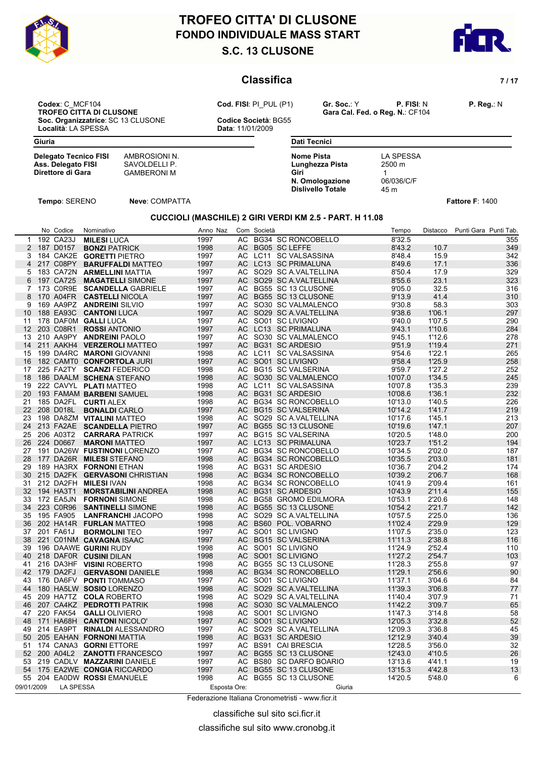# TROFEO CITTA' DI CLUSONE
## FONDO INDIVIDUALE MASS START
## S.C. 13 CLUSONE

### Classifica

**Codex**: C_MCF104
**TROFEO CITTA DI CLUSONE**
**Soc. Organizzatrice**: SC 13 CLUSONE
**Località**: LA SPESSA

**Cod. FISI**: PI_PUL (P1)
**Codice Società**: BG55
**Data**: 11/01/2009

**Gr. Soc.**: Y **P. FISI**: N **P. Reg.**: N
**Gara Cal. Fed. o Reg. N.**: CF104

**Giuria**

| | |
|---|---|
| **Delegato Tecnico FISI** | AMBROSIONI N. |
| **Ass. Delegato FISI** | SAVOLDELLI P. |
| **Direttore di Gara** | GAMBERONI M |

**Dati Tecnici**

| | |
|---|---|
| **Nome Pista** | LA SPESSA |
| **Lunghezza Pista** | 2500 m |
| **Giri** | 1 |
| **N. Omologazione** | 06/036/C/F |
| **Dislivello Totale** | 45 m |

**Tempo**: SERENO **Neve**: COMPATTA **Fattore F**: 1400

### CUCCIOLI (MASCHILE) 2 GIRI VERDI KM 2.5 - PART. H 11.08

| | No | Codice | Nominativo | Anno | Naz | Com | Società | Tempo | Distacco | Punti Gara | Punti Tab. |
|---|---|---|---|---|---|---|---|---|---|---|---|
| 1 | 192 | CA23J | **MILESI** LUCA | 1997 | | AC | BG34 SC RONCOBELLO | 8'32.5 | | | 355 |
| 2 | 187 | D0157 | **BONZI** PATRICK | 1998 | | AC | BG05 SC LEFFE | 8'43.2 | 10.7 | | 349 |
| 3 | 184 | CAK2E | **GORETTI** PIETRO | 1997 | | AC | LC11 SC VALSASSINA | 8'48.4 | 15.9 | | 342 |
| 4 | 217 | C08PY | **BARUFFALDI** MATTEO | 1997 | | AC | LC13 SC PRIMALUNA | 8'49.6 | 17.1 | | 336 |
| 5 | 183 | CA72N | **ARMELLINI** MATTIA | 1997 | | AC | SO29 SC A.VALTELLINA | 8'50.4 | 17.9 | | 329 |
| 6 | 197 | CA725 | **MAGATELLI** SIMONE | 1997 | | AC | SO29 SC A.VALTELLINA | 8'55.6 | 23.1 | | 323 |
| 7 | 173 | C0R9E | **SCANDELLA** GABRIELE | 1997 | | AC | BG55 SC 13 CLUSONE | 9'05.0 | 32.5 | | 316 |
| 8 | 170 | A04FR | **CASTELLI** NICOLA | 1997 | | AC | BG55 SC 13 CLUSONE | 9'13.9 | 41.4 | | 310 |
| 9 | 169 | AA9PZ | **ANDREINI** SILVIO | 1997 | | AC | SO30 SC VALMALENCO | 9'30.8 | 58.3 | | 303 |
| 10 | 188 | EA93C | **CANTONI** LUCA | 1997 | | AC | SO29 SC A.VALTELLINA | 9'38.6 | 1'06.1 | | 297 |
| 11 | 178 | DAF0M | **GALLI** LUCA | 1997 | | AC | SO01 SC LIVIGNO | 9'40.0 | 1'07.5 | | 290 |
| 12 | 203 | C08R1 | **ROSSI** ANTONIO | 1997 | | AC | LC13 SC PRIMALUNA | 9'43.1 | 1'10.6 | | 284 |
| 13 | 210 | AA9PY | **ANDREINI** PAOLO | 1997 | | AC | SO30 SC VALMALENCO | 9'45.1 | 1'12.6 | | 278 |
| 14 | 211 | AAKH4 | **VERZEROLI** MATTEO | 1997 | | AC | BG31 SC ARDESIO | 9'51.9 | 1'19.4 | | 271 |
| 15 | 199 | DA4RC | **MARONI** GIOVANNI | 1998 | | AC | LC11 SC VALSASSINA | 9'54.6 | 1'22.1 | | 265 |
| 16 | 182 | CAMT0 | **CONFORTOLA** JURI | 1997 | | AC | SO01 SC LIVIGNO | 9'58.4 | 1'25.9 | | 258 |
| 17 | 225 | FA2TY | **SCANZI** FEDERICO | 1998 | | AC | BG15 SC VALSERINA | 9'59.7 | 1'27.2 | | 252 |
| 18 | 186 | DAALM | **SCHENA** STEFANO | 1998 | | AC | SO30 SC VALMALENCO | 10'07.0 | 1'34.5 | | 245 |
| 19 | 222 | CAVYL | **PLATI** MATTEO | 1998 | | AC | LC11 SC VALSASSINA | 10'07.8 | 1'35.3 | | 239 |
| 20 | 193 | FAMAM | **BARBENI** SAMUEL | 1998 | | AC | BG31 SC ARDESIO | 10'08.6 | 1'36.1 | | 232 |
| 21 | 185 | DA2FL | **CURTI** ALEX | 1998 | | AC | BG34 SC RONCOBELLO | 10'13.0 | 1'40.5 | | 226 |
| 22 | 208 | D018L | **BONALDI** CARLO | 1997 | | AC | BG15 SC VALSERINA | 10'14.2 | 1'41.7 | | 219 |
| 23 | 198 | DA8ZM | **VITALINI** MATTEO | 1998 | | AC | SO29 SC A.VALTELLINA | 10'17.6 | 1'45.1 | | 213 |
| 24 | 213 | FA2AE | **SCANDELLA** PIETRO | 1997 | | AC | BG55 SC 13 CLUSONE | 10'19.6 | 1'47.1 | | 207 |
| 25 | 206 | A03T2 | **CARRARA** PATRICK | 1997 | | AC | BG15 SC VALSERINA | 10'20.5 | 1'48.0 | | 200 |
| 26 | 224 | D0667 | **MARONI** MATTEO | 1997 | | AC | LC13 SC PRIMALUNA | 10'23.7 | 1'51.2 | | 194 |
| 27 | 191 | DA26W | **FUSTINONI** LORENZO | 1997 | | AC | BG34 SC RONCOBELLO | 10'34.5 | 2'02.0 | | 187 |
| 28 | 177 | DA26R | **MILESI** STEFANO | 1998 | | AC | BG34 SC RONCOBELLO | 10'35.5 | 2'03.0 | | 181 |
| 29 | 189 | HA3RX | **FORNONI** ETHAN | 1998 | | AC | BG31 SC ARDESIO | 10'36.7 | 2'04.2 | | 174 |
| 30 | 215 | DA2FK | **GERVASONI** CHRISTIAN | 1998 | | AC | BG34 SC RONCOBELLO | 10'39.2 | 2'06.7 | | 168 |
| 31 | 212 | DA2FH | **MILESI** IVAN | 1998 | | AC | BG34 SC RONCOBELLO | 10'41.9 | 2'09.4 | | 161 |
| 32 | 194 | HA3T1 | **MORSTABILINI** ANDREA | 1998 | | AC | BG31 SC ARDESIO | 10'43.9 | 2'11.4 | | 155 |
| 33 | 172 | EA5JN | **FORNONI** SIMONE | 1998 | | AC | BG58 GROMO EDILMORA | 10'53.1 | 2'20.6 | | 148 |
| 34 | 223 | C0R96 | **SANTINELLI** SIMONE | 1998 | | AC | BG55 SC 13 CLUSONE | 10'54.2 | 2'21.7 | | 142 |
| 35 | 195 | FA905 | **LANFRANCHI** JACOPO | 1998 | | AC | SO29 SC A.VALTELLINA | 10'57.5 | 2'25.0 | | 136 |
| 36 | 202 | HA14R | **FURLAN** MATTEO | 1998 | | AC | BS60 POL. VOBARNO | 11'02.4 | 2'29.9 | | 129 |
| 37 | 201 | FA61J | **BORMOLINI** TEO | 1997 | | AC | SO01 SC LIVIGNO | 11'07.5 | 2'35.0 | | 123 |
| 38 | 221 | C01NM | **CAVAGNA** ISAAC | 1997 | | AC | BG15 SC VALSERINA | 11'11.3 | 2'38.8 | | 116 |
| 39 | 196 | DAAWE | **GURINI** RUDY | 1998 | | AC | SO01 SC LIVIGNO | 11'24.9 | 2'52.4 | | 110 |
| 40 | 218 | DAF0R | **CUSINI** DILAN | 1998 | | AC | SO01 SC LIVIGNO | 11'27.2 | 2'54.7 | | 103 |
| 41 | 216 | DA3HF | **VISINI** ROBERTO | 1998 | | AC | BG55 SC 13 CLUSONE | 11'28.3 | 2'55.8 | | 97 |
| 42 | 179 | DA2FJ | **GERVASONI** DANIELE | 1998 | | AC | BG34 SC RONCOBELLO | 11'29.1 | 2'56.6 | | 90 |
| 43 | 176 | DA6FV | **PONTI** TOMMASO | 1997 | | AC | SO01 SC LIVIGNO | 11'37.1 | 3'04.6 | | 84 |
| 44 | 180 | HA5LW | **SOSIO** LORENZO | 1998 | | AC | SO29 SC A.VALTELLINA | 11'39.3 | 3'06.8 | | 77 |
| 45 | 209 | HA7TZ | **COLA** ROBERTO | 1998 | | AC | SO29 SC A.VALTELLINA | 11'40.4 | 3'07.9 | | 71 |
| 46 | 207 | CA4KZ | **PEDROTTI** PATRIK | 1998 | | AC | SO30 SC VALMALENCO | 11'42.2 | 3'09.7 | | 65 |
| 47 | 220 | FAK54 | **GALLI** OLIVIERO | 1998 | | AC | SO01 SC LIVIGNO | 11'47.3 | 3'14.8 | | 58 |
| 48 | 171 | HA68H | **CANTONI** NICOLO' | 1997 | | AC | SO01 SC LIVIGNO | 12'05.3 | 3'32.8 | | 52 |
| 49 | 214 | EA9PT | **RINALDI** ALESSANDRO | 1997 | | AC | SO29 SC A.VALTELLINA | 12'09.3 | 3'36.8 | | 45 |
| 50 | 205 | EAHAN | **FORNONI** MATTIA | 1998 | | AC | BG31 SC ARDESIO | 12'12.9 | 3'40.4 | | 39 |
| 51 | 174 | CANA3 | **GORNI** ETTORE | 1997 | | AC | BS91 CAI BRESCIA | 12'28.5 | 3'56.0 | | 32 |
| 52 | 200 | A04L2 | **ZANOTTI** FRANCESCO | 1997 | | AC | BG55 SC 13 CLUSONE | 12'43.0 | 4'10.5 | | 26 |
| 53 | 219 | CADLV | **MAZZARINI** DANIELE | 1997 | | AC | BS80 SC DARFO BOARIO | 13'13.6 | 4'41.1 | | 19 |
| 54 | 175 | EA2WE | **CONGIA** RICCARDO | 1997 | | AC | BG55 SC 13 CLUSONE | 13'15.3 | 4'42.8 | | 13 |
| 55 | 204 | EA0DW | **ROSSI** EMANUELE | 1998 | | AC | BG55 SC 13 CLUSONE | 14'20.5 | 5'48.0 | | 6 |

09/01/2009 LA SPESSA Esposta Ore: Giuria

Federazione Italiana Cronometristi - www.ficr.it

classifiche sul sito sci.ficr.it

classifiche sul sito www.cronobg.it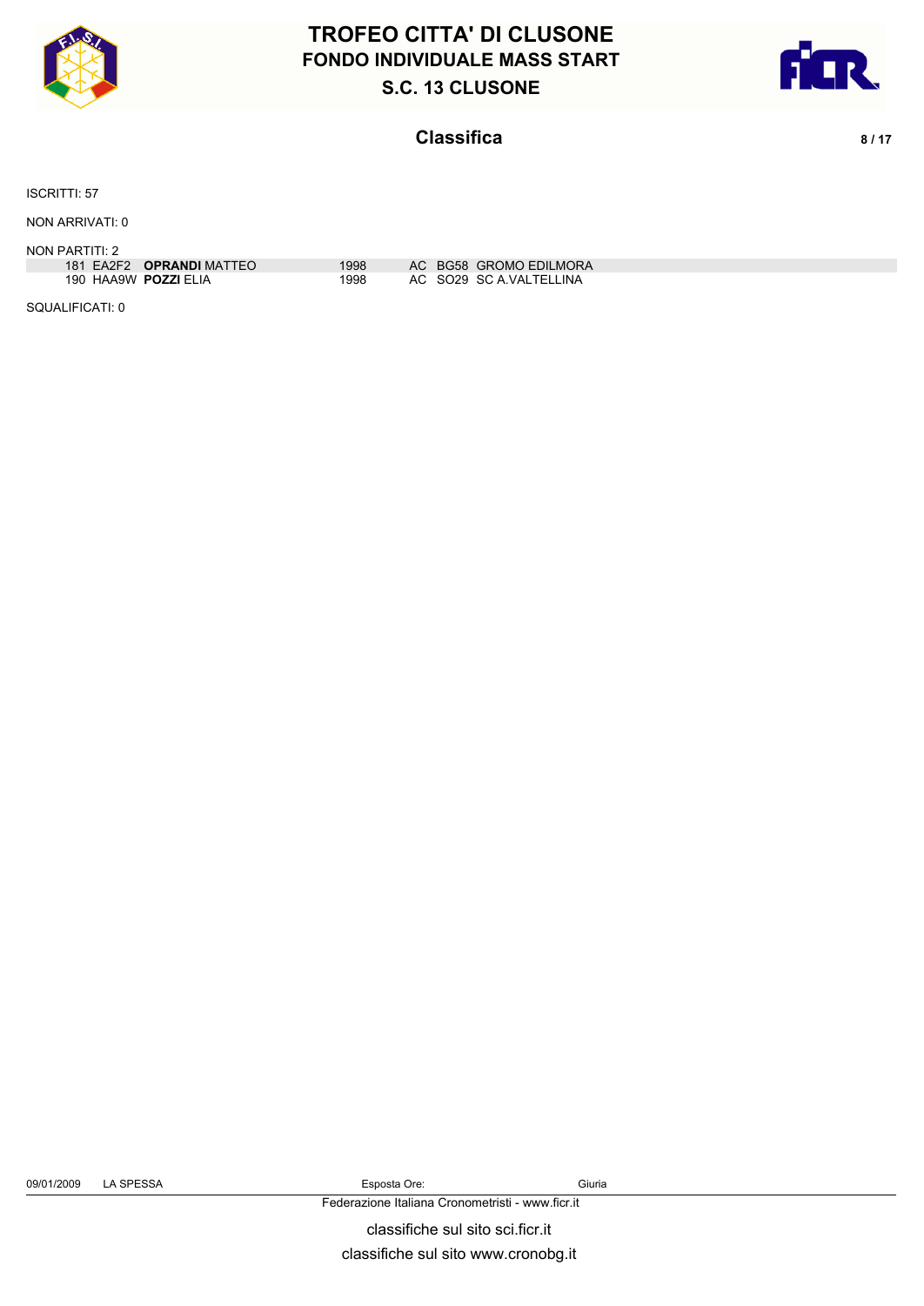# TROFEO CITTA' DI CLUSONE

## FONDO INDIVIDUALE MASS START

## S.C. 13 CLUSONE

### Classifica

ISCRITTI: 57

NON ARRIVATI: 0

NON PARTITI: 2

| | | | | | | |
|---|---|---|---|---|---|---|
| 181 | EA2F2 | **OPRANDI** MATTEO | 1998 | AC | BG58 | GROMO EDILMORA |
| 190 | HAA9W | **POZZI** ELIA | 1998 | AC | SO29 | SC A.VALTELLINA |

SQUALIFICATI: 0

09/01/2009 LA SPESSA Esposta Ore: Giuria

Federazione Italiana Cronometristi - www.ficr.it

classifiche sul sito sci.ficr.it

classifiche sul sito www.cronobg.it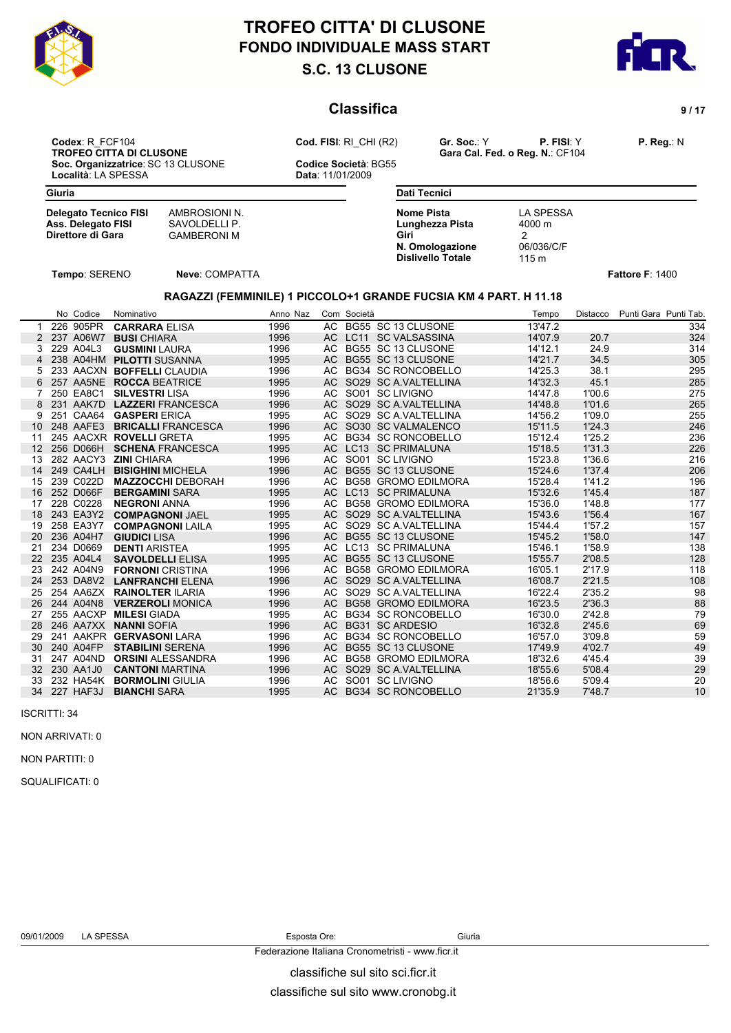# TROFEO CITTA' DI CLUSONE
## FONDO INDIVIDUALE MASS START
## S.C. 13 CLUSONE

### Classifica

**Codex**: R_FCF104
**TROFEO CITTA DI CLUSONE**
**Soc. Organizzatrice**: SC 13 CLUSONE
**Località**: LA SPESSA

**Cod. FISI**: RI_CHI (R2)
**Codice Società**: BG55
**Data**: 11/01/2009

**Gr. Soc.**: Y **P. FISI**: Y **P. Reg.**: N
**Gara Cal. Fed. o Reg. N.**: CF104

**Giuria**

| | |
|---|---|
| **Delegato Tecnico FISI** | AMBROSIONI N. |
| **Ass. Delegato FISI** | SAVOLDELLI P. |
| **Direttore di Gara** | GAMBERONI M |

**Dati Tecnici**

| | |
|---|---|
| **Nome Pista** | LA SPESSA |
| **Lunghezza Pista** | 4000 m |
| **Giri** | 2 |
| **N. Omologazione** | 06/036/C/F |
| **Dislivello Totale** | 115 m |

**Tempo**: SERENO **Neve**: COMPATTA **Fattore F**: 1400

**RAGAZZI (FEMMINILE) 1 PICCOLO+1 GRANDE FUCSIA KM 4 PART. H 11.18**

| | No | Codice | Nominativo | Anno | Naz | Com | Società | | Tempo | Distacco | Punti Gara | Punti Tab. |
|---|---|---|---|---|---|---|---|---|---|---|---|---|
| 1 | 226 | 905PR | **CARRARA** ELISA | 1996 | | AC | BG55 | SC 13 CLUSONE | 13'47.2 | | | 334 |
| 2 | 237 | A06W7 | **BUSI** CHIARA | 1996 | | AC | LC11 | SC VALSASSINA | 14'07.9 | 20.7 | | 324 |
| 3 | 229 | A04L3 | **GUSMINI** LAURA | 1996 | | AC | BG55 | SC 13 CLUSONE | 14'12.1 | 24.9 | | 314 |
| 4 | 238 | A04HM | **PILOTTI** SUSANNA | 1995 | | AC | BG55 | SC 13 CLUSONE | 14'21.7 | 34.5 | | 305 |
| 5 | 233 | AACXN | **BOFFELLI** CLAUDIA | 1996 | | AC | BG34 | SC RONCOBELLO | 14'25.3 | 38.1 | | 295 |
| 6 | 257 | AA5NE | **ROCCA** BEATRICE | 1995 | | AC | SO29 | SC A.VALTELLINA | 14'32.3 | 45.1 | | 285 |
| 7 | 250 | EA8C1 | **SILVESTRI** LISA | 1996 | | AC | SO01 | SC LIVIGNO | 14'47.8 | 1'00.6 | | 275 |
| 8 | 231 | AAK7D | **LAZZERI** FRANCESCA | 1996 | | AC | SO29 | SC A.VALTELLINA | 14'48.8 | 1'01.6 | | 265 |
| 9 | 251 | CAA64 | **GASPERI** ERICA | 1995 | | AC | SO29 | SC A.VALTELLINA | 14'56.2 | 1'09.0 | | 255 |
| 10 | 248 | AAFE3 | **BRICALLI** FRANCESCA | 1996 | | AC | SO30 | SC VALMALENCO | 15'11.5 | 1'24.3 | | 246 |
| 11 | 245 | AACXR | **ROVELLI** GRETA | 1995 | | AC | BG34 | SC RONCOBELLO | 15'12.4 | 1'25.2 | | 236 |
| 12 | 256 | D066H | **SCHENA** FRANCESCA | 1995 | | AC | LC13 | SC PRIMALUNA | 15'18.5 | 1'31.3 | | 226 |
| 13 | 282 | AACY3 | **ZINI** CHIARA | 1996 | | AC | SO01 | SC LIVIGNO | 15'23.8 | 1'36.6 | | 216 |
| 14 | 249 | CA4LH | **BISIGHINI** MICHELA | 1996 | | AC | BG55 | SC 13 CLUSONE | 15'24.6 | 1'37.4 | | 206 |
| 15 | 239 | C022D | **MAZZOCCHI** DEBORAH | 1996 | | AC | BG58 | GROMO EDILMORA | 15'28.4 | 1'41.2 | | 196 |
| 16 | 252 | D066F | **BERGAMINI** SARA | 1995 | | AC | LC13 | SC PRIMALUNA | 15'32.6 | 1'45.4 | | 187 |
| 17 | 228 | C0228 | **NEGRONI** ANNA | 1996 | | AC | BG58 | GROMO EDILMORA | 15'36.0 | 1'48.8 | | 177 |
| 18 | 243 | EA3Y2 | **COMPAGNONI** JAEL | 1995 | | AC | SO29 | SC A.VALTELLINA | 15'43.6 | 1'56.4 | | 167 |
| 19 | 258 | EA3Y7 | **COMPAGNONI** LAILA | 1995 | | AC | SO29 | SC A.VALTELLINA | 15'44.4 | 1'57.2 | | 157 |
| 20 | 236 | A04H7 | **GIUDICI** LISA | 1996 | | AC | BG55 | SC 13 CLUSONE | 15'45.2 | 1'58.0 | | 147 |
| 21 | 234 | D0669 | **DENTI** ARISTEA | 1995 | | AC | LC13 | SC PRIMALUNA | 15'46.1 | 1'58.9 | | 138 |
| 22 | 235 | A04L4 | **SAVOLDELLI** ELISA | 1995 | | AC | BG55 | SC 13 CLUSONE | 15'55.7 | 2'08.5 | | 128 |
| 23 | 242 | A04N9 | **FORNONI** CRISTINA | 1996 | | AC | BG58 | GROMO EDILMORA | 16'05.1 | 2'17.9 | | 118 |
| 24 | 253 | DA8V2 | **LANFRANCHI** ELENA | 1996 | | AC | SO29 | SC A.VALTELLINA | 16'08.7 | 2'21.5 | | 108 |
| 25 | 254 | AA6ZX | **RAINOLTER** ILARIA | 1996 | | AC | SO29 | SC A.VALTELLINA | 16'22.4 | 2'35.2 | | 98 |
| 26 | 244 | A04N8 | **VERZEROLI** MONICA | 1996 | | AC | BG58 | GROMO EDILMORA | 16'23.5 | 2'36.3 | | 88 |
| 27 | 255 | AACXP | **MILESI** GIADA | 1995 | | AC | BG34 | SC RONCOBELLO | 16'30.0 | 2'42.8 | | 79 |
| 28 | 246 | AA7XX | **NANNI** SOFIA | 1996 | | AC | BG31 | SC ARDESIO | 16'32.8 | 2'45.6 | | 69 |
| 29 | 241 | AAKPR | **GERVASONI** LARA | 1996 | | AC | BG34 | SC RONCOBELLO | 16'57.0 | 3'09.8 | | 59 |
| 30 | 240 | A04FP | **STABILINI** SERENA | 1996 | | AC | BG55 | SC 13 CLUSONE | 17'49.9 | 4'02.7 | | 49 |
| 31 | 247 | A04ND | **ORSINI** ALESSANDRA | 1996 | | AC | BG58 | GROMO EDILMORA | 18'32.6 | 4'45.4 | | 39 |
| 32 | 230 | AA1J0 | **CANTONI** MARTINA | 1996 | | AC | SO29 | SC A.VALTELLINA | 18'55.6 | 5'08.4 | | 29 |
| 33 | 232 | HA54K | **BORMOLINI** GIULIA | 1996 | | AC | SO01 | SC LIVIGNO | 18'56.6 | 5'09.4 | | 20 |
| 34 | 227 | HAF3J | **BIANCHI** SARA | 1995 | | AC | BG34 | SC RONCOBELLO | 21'35.9 | 7'48.7 | | 10 |

ISCRITTI: 34

NON ARRIVATI: 0

NON PARTITI: 0

SQUALIFICATI: 0

09/01/2009 LA SPESSA Esposta Ore: Giuria

Federazione Italiana Cronometristi - www.ficr.it

classifiche sul sito sci.ficr.it

classifiche sul sito www.cronobg.it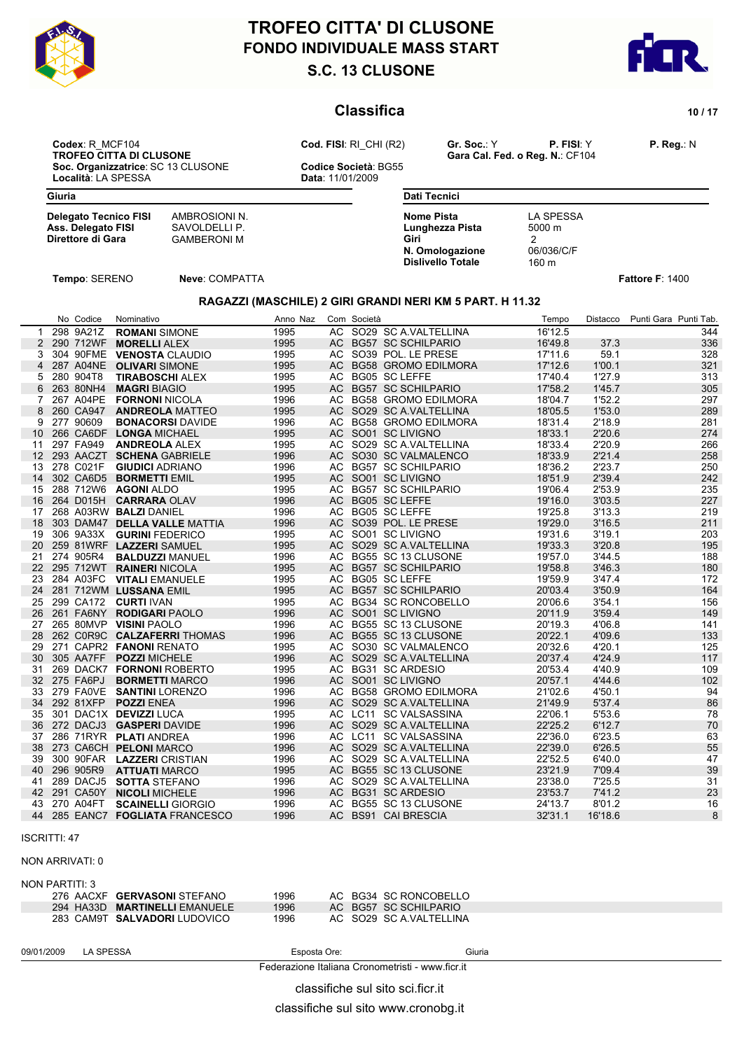# TROFEO CITTA' DI CLUSONE
## FONDO INDIVIDUALE MASS START
## S.C. 13 CLUSONE

### Classifica

**Codex**: R_MCF104
**TROFEO CITTA DI CLUSONE**
**Soc. Organizzatrice**: SC 13 CLUSONE
**Località**: LA SPESSA

**Cod. FISI**: RI_CHI (R2)
**Codice Società**: BG55
**Data**: 11/01/2009

**Gr. Soc.**: Y **P. FISI**: Y **P. Reg.**: N
**Gara Cal. Fed. o Reg. N.**: CF104

**Giuria**

| | |
|---|---|
| **Delegato Tecnico FISI** | AMBROSIONI N. |
| **Ass. Delegato FISI** | SAVOLDELLI P. |
| **Direttore di Gara** | GAMBERONI M |

**Dati Tecnici**

| | |
|---|---|
| **Nome Pista** | LA SPESSA |
| **Lunghezza Pista** | 5000 m |
| **Giri** | 2 |
| **N. Omologazione** | 06/036/C/F |
| **Dislivello Totale** | 160 m |

**Tempo**: SERENO **Neve**: COMPATTA **Fattore F**: 1400

### RAGAZZI (MASCHILE) 2 GIRI GRANDI NERI KM 5 PART. H 11.32

| | No | Codice | Nominativo | Anno | Naz | Com | Società | Tempo | Distacco | Punti Gara | Punti Tab. |
|---|---|---|---|---|---|---|---|---|---|---|---|
| 1 | 298 | 9A21Z | **ROMANI** SIMONE | 1995 | | AC | SO29 SC A.VALTELLINA | 16'12.5 | | | 344 |
| 2 | 290 | 712WF | **MORELLI** ALEX | 1995 | | AC | BG57 SC SCHILPARIO | 16'49.8 | 37.3 | | 336 |
| 3 | 304 | 90FME | **VENOSTA** CLAUDIO | 1995 | | AC | SO39 POL. LE PRESE | 17'11.6 | 59.1 | | 328 |
| 4 | 287 | A04NE | **OLIVARI** SIMONE | 1995 | | AC | BG58 GROMO EDILMORA | 17'12.6 | 1'00.1 | | 321 |
| 5 | 280 | 904T8 | **TIRABOSCHI** ALEX | 1995 | | AC | BG05 SC LEFFE | 17'40.4 | 1'27.9 | | 313 |
| 6 | 263 | 80NH4 | **MAGRI** BIAGIO | 1995 | | AC | BG57 SC SCHILPARIO | 17'58.2 | 1'45.7 | | 305 |
| 7 | 267 | A04PE | **FORNONI** NICOLA | 1996 | | AC | BG58 GROMO EDILMORA | 18'04.7 | 1'52.2 | | 297 |
| 8 | 260 | CA947 | **ANDREOLA** MATTEO | 1995 | | AC | SO29 SC A.VALTELLINA | 18'05.5 | 1'53.0 | | 289 |
| 9 | 277 | 90609 | **BONACORSI** DAVIDE | 1996 | | AC | BG58 GROMO EDILMORA | 18'31.4 | 2'18.9 | | 281 |
| 10 | 266 | CA6DF | **LONGA** MICHAEL | 1995 | | AC | SO01 SC LIVIGNO | 18'33.1 | 2'20.6 | | 274 |
| 11 | 297 | FA949 | **ANDREOLA** ALEX | 1995 | | AC | SO29 SC A.VALTELLINA | 18'33.4 | 2'20.9 | | 266 |
| 12 | 293 | AACZT | **SCHENA** GABRIELE | 1996 | | AC | SO30 SC VALMALENCO | 18'33.9 | 2'21.4 | | 258 |
| 13 | 278 | C021F | **GIUDICI** ADRIANO | 1996 | | AC | BG57 SC SCHILPARIO | 18'36.2 | 2'23.7 | | 250 |
| 14 | 302 | CA6D5 | **BORMETTI** EMIL | 1995 | | AC | SO01 SC LIVIGNO | 18'51.9 | 2'39.4 | | 242 |
| 15 | 288 | 712W6 | **AGONI** ALDO | 1995 | | AC | BG57 SC SCHILPARIO | 19'06.4 | 2'53.9 | | 235 |
| 16 | 264 | D015H | **CARRARA** OLAV | 1996 | | AC | BG05 SC LEFFE | 19'16.0 | 3'03.5 | | 227 |
| 17 | 268 | A03RW | **BALZI** DANIEL | 1996 | | AC | BG05 SC LEFFE | 19'25.8 | 3'13.3 | | 219 |
| 18 | 303 | DAM47 | **DELLA VALLE** MATTIA | 1996 | | AC | SO39 POL. LE PRESE | 19'29.0 | 3'16.5 | | 211 |
| 19 | 306 | 9A33X | **GURINI** FEDERICO | 1995 | | AC | SO01 SC LIVIGNO | 19'31.6 | 3'19.1 | | 203 |
| 20 | 259 | 81WRF | **LAZZERI** SAMUEL | 1995 | | AC | SO29 SC A.VALTELLINA | 19'33.3 | 3'20.8 | | 195 |
| 21 | 274 | 905R4 | **BALDUZZI** MANUEL | 1996 | | AC | BG55 SC 13 CLUSONE | 19'57.0 | 3'44.5 | | 188 |
| 22 | 295 | 712WT | **RAINERI** NICOLA | 1995 | | AC | BG57 SC SCHILPARIO | 19'58.8 | 3'46.3 | | 180 |
| 23 | 284 | A03FC | **VITALI** EMANUELE | 1995 | | AC | BG05 SC LEFFE | 19'59.9 | 3'47.4 | | 172 |
| 24 | 281 | 712WM | **LUSSANA** EMIL | 1995 | | AC | BG57 SC SCHILPARIO | 20'03.4 | 3'50.9 | | 164 |
| 25 | 299 | CA172 | **CURTI** IVAN | 1995 | | AC | BG34 SC RONCOBELLO | 20'06.6 | 3'54.1 | | 156 |
| 26 | 261 | FA6NY | **RODIGARI** PAOLO | 1996 | | AC | SO01 SC LIVIGNO | 20'11.9 | 3'59.4 | | 149 |
| 27 | 265 | 80MVP | **VISINI** PAOLO | 1996 | | AC | BG55 SC 13 CLUSONE | 20'19.3 | 4'06.8 | | 141 |
| 28 | 262 | C0R9C | **CALZAFERRI** THOMAS | 1996 | | AC | BG55 SC 13 CLUSONE | 20'22.1 | 4'09.6 | | 133 |
| 29 | 271 | CAPR2 | **FANONI** RENATO | 1995 | | AC | SO30 SC VALMALENCO | 20'32.6 | 4'20.1 | | 125 |
| 30 | 305 | AA7FF | **POZZI** MICHELE | 1996 | | AC | SO29 SC A.VALTELLINA | 20'37.4 | 4'24.9 | | 117 |
| 31 | 269 | DACK7 | **FORNONI** ROBERTO | 1995 | | AC | BG31 SC ARDESIO | 20'53.4 | 4'40.9 | | 109 |
| 32 | 275 | FA6PJ | **BORMETTI** MARCO | 1996 | | AC | SO01 SC LIVIGNO | 20'57.1 | 4'44.6 | | 102 |
| 33 | 279 | FA0VE | **SANTINI** LORENZO | 1996 | | AC | BG58 GROMO EDILMORA | 21'02.6 | 4'50.1 | | 94 |
| 34 | 292 | 81XFP | **POZZI** ENEA | 1996 | | AC | SO29 SC A.VALTELLINA | 21'49.9 | 5'37.4 | | 86 |
| 35 | 301 | DAC1X | **DEVIZZI** LUCA | 1995 | | AC | LC11 SC VALSASSINA | 22'06.1 | 5'53.6 | | 78 |
| 36 | 272 | DACJ3 | **GASPERI** DAVIDE | 1996 | | AC | SO29 SC A.VALTELLINA | 22'25.2 | 6'12.7 | | 70 |
| 37 | 286 | 71RYR | **PLATI** ANDREA | 1996 | | AC | LC11 SC VALSASSINA | 22'36.0 | 6'23.5 | | 63 |
| 38 | 273 | CA6CH | **PELONI** MARCO | 1996 | | AC | SO29 SC A.VALTELLINA | 22'39.0 | 6'26.5 | | 55 |
| 39 | 300 | 90FAR | **LAZZERI** CRISTIAN | 1996 | | AC | SO29 SC A.VALTELLINA | 22'52.5 | 6'40.0 | | 47 |
| 40 | 296 | 905R9 | **ATTUATI** MARCO | 1995 | | AC | BG55 SC 13 CLUSONE | 23'21.9 | 7'09.4 | | 39 |
| 41 | 289 | DACJ5 | **SOTTA** STEFANO | 1996 | | AC | SO29 SC A.VALTELLINA | 23'38.0 | 7'25.5 | | 31 |
| 42 | 291 | CA50Y | **NICOLI** MICHELE | 1996 | | AC | BG31 SC ARDESIO | 23'53.7 | 7'41.2 | | 23 |
| 43 | 270 | A04FT | **SCAINELLI** GIORGIO | 1996 | | AC | BG55 SC 13 CLUSONE | 24'13.7 | 8'01.2 | | 16 |
| 44 | 285 | EANC7 | **FOGLIATA** FRANCESCO | 1996 | | AC | BS91 CAI BRESCIA | 32'31.1 | 16'18.6 | | 8 |

ISCRITTI: 47

NON ARRIVATI: 0

NON PARTITI: 3

| No | Codice | Nominativo | Anno | Com | Società |
|---|---|---|---|---|---|
| 276 | AACXF | **GERVASONI** STEFANO | 1996 | AC | BG34 SC RONCOBELLO |
| 294 | HA33D | **MARTINELLI** EMANUELE | 1996 | AC | BG57 SC SCHILPARIO |
| 283 | CAM9T | **SALVADORI** LUDOVICO | 1996 | AC | SO29 SC A.VALTELLINA |

09/01/2009 LA SPESSA Esposta Ore: Giuria

Federazione Italiana Cronometristi - www.ficr.it

classifiche sul sito sci.ficr.it

classifiche sul sito www.cronobg.it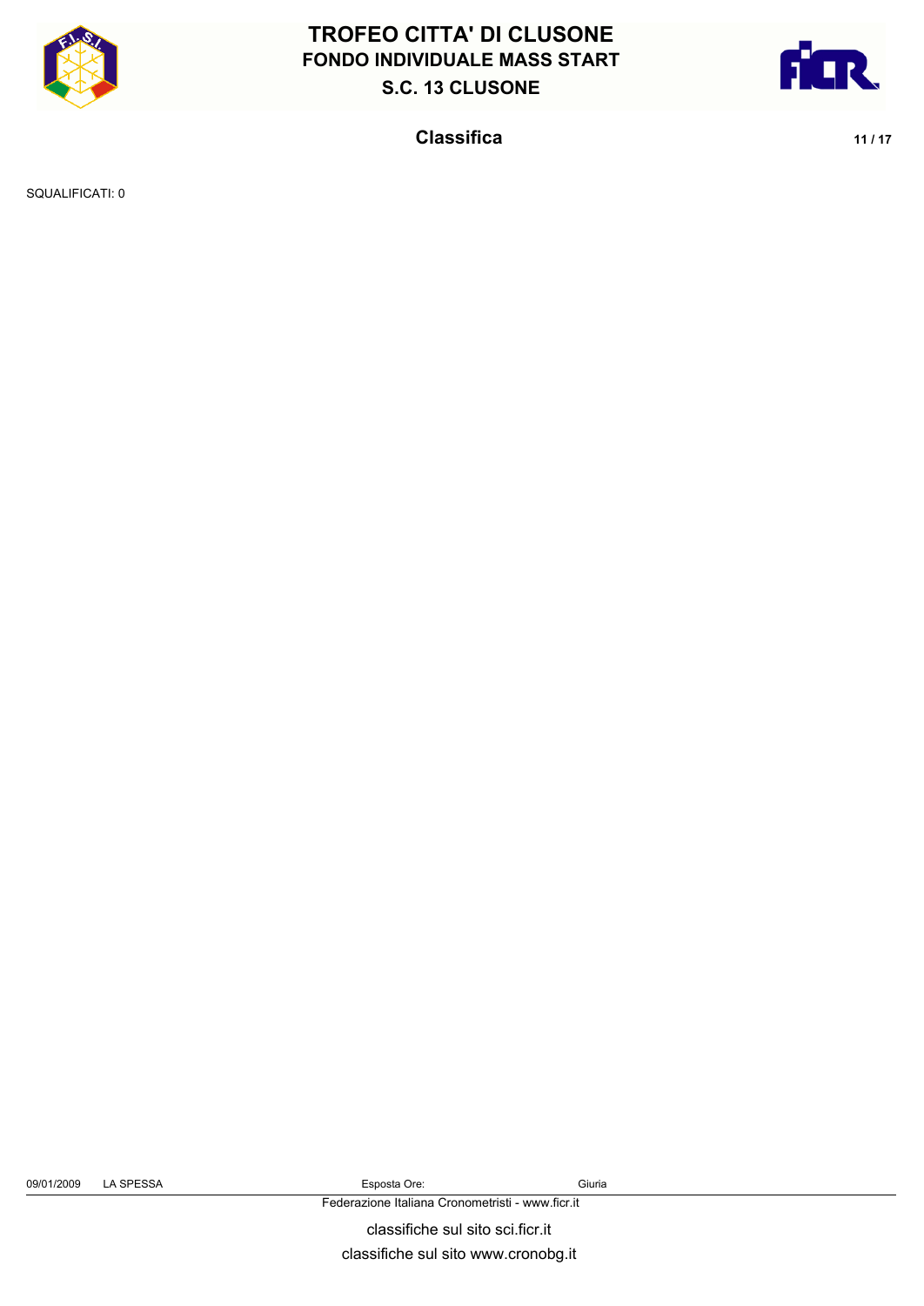SQUALIFICATI: 0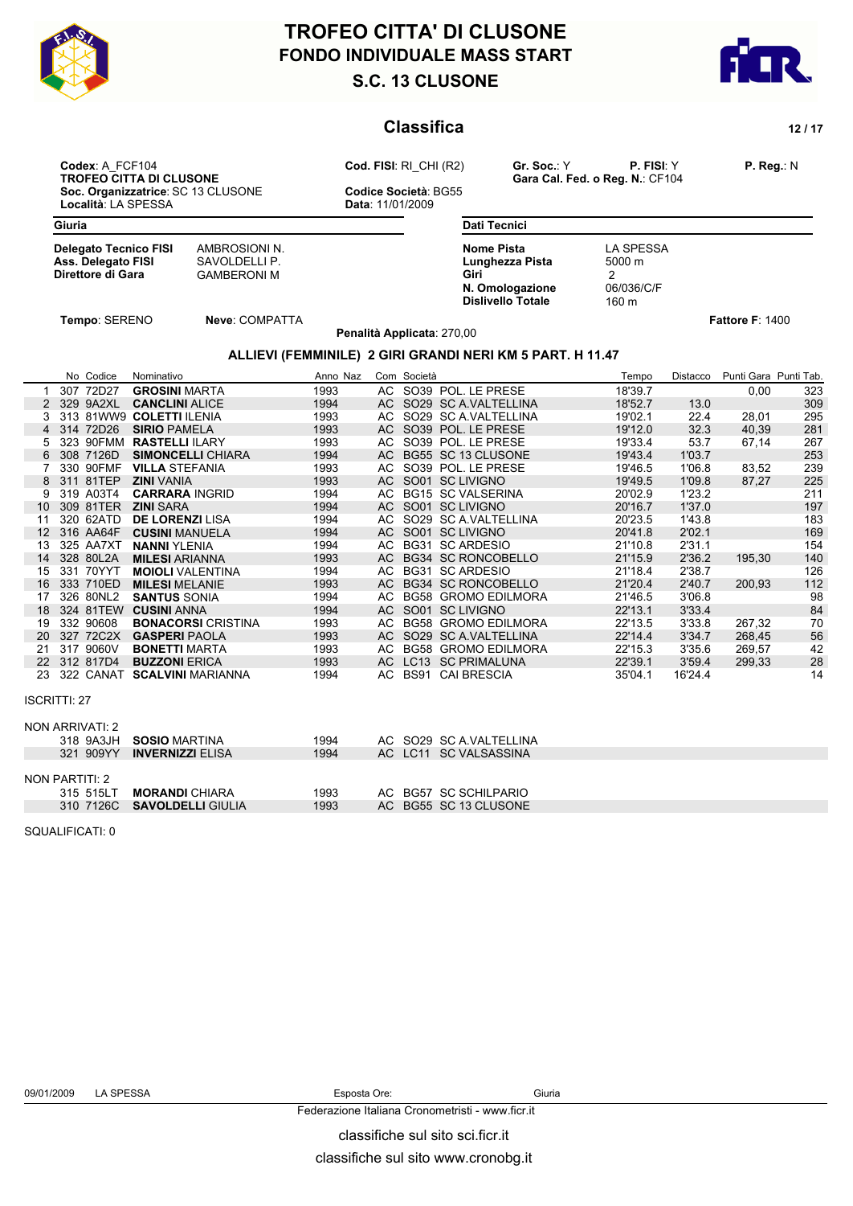# TROFEO CITTA' DI CLUSONE
## FONDO INDIVIDUALE MASS START
## S.C. 13 CLUSONE

## Classifica

**Codex**: A_FCF104
**TROFEO CITTA DI CLUSONE**
**Soc. Organizzatrice**: SC 13 CLUSONE
**Località**: LA SPESSA

**Cod. FISI**: RI_CHI (R2)
**Codice Società**: BG55
**Data**: 11/01/2009

**Gr. Soc.**: Y **P. FISI**: Y **P. Reg.**: N
**Gara Cal. Fed. o Reg. N.**: CF104

**Giuria**

| | |
|---|---|
| **Delegato Tecnico FISI** | AMBROSIONI N. |
| **Ass. Delegato FISI** | SAVOLDELLI P. |
| **Direttore di Gara** | GAMBERONI M |

**Dati Tecnici**

| | |
|---|---|
| **Nome Pista** | LA SPESSA |
| **Lunghezza Pista** | 5000 m |
| **Giri** | 2 |
| **N. Omologazione** | 06/036/C/F |
| **Dislivello Totale** | 160 m |

**Tempo**: SERENO **Neve**: COMPATTA **Fattore F**: 1400

**Penalità Applicata**: 270,00

### ALLIEVI (FEMMINILE) 2 GIRI GRANDI NERI KM 5 PART. H 11.47

| | No | Codice | Nominativo | Anno | Naz | Com | Società | | Tempo | Distacco | Punti Gara | Punti Tab. |
|---|---|---|---|---|---|---|---|---|---|---|---|---|
| 1 | 307 | 72D27 | **GROSINI** MARTA | 1993 | | AC | SO39 | POL. LE PRESE | 18'39.7 | | 0,00 | 323 |
| 2 | 329 | 9A2XL | **CANCLINI** ALICE | 1994 | | AC | SO29 | SC A.VALTELLINA | 18'52.7 | 13.0 | | 309 |
| 3 | 313 | 81WW9 | **COLETTI** ILENIA | 1993 | | AC | SO29 | SC A.VALTELLINA | 19'02.1 | 22.4 | 28,01 | 295 |
| 4 | 314 | 72D26 | **SIRIO** PAMELA | 1993 | | AC | SO39 | POL. LE PRESE | 19'12.0 | 32.3 | 40,39 | 281 |
| 5 | 323 | 90FMM | **RASTELLI** ILARY | 1993 | | AC | SO39 | POL. LE PRESE | 19'33.4 | 53.7 | 67,14 | 267 |
| 6 | 308 | 7126D | **SIMONCELLI** CHIARA | 1994 | | AC | BG55 | SC 13 CLUSONE | 19'43.4 | 1'03.7 | | 253 |
| 7 | 330 | 90FMF | **VILLA** STEFANIA | 1993 | | AC | SO39 | POL. LE PRESE | 19'46.5 | 1'06.8 | 83,52 | 239 |
| 8 | 311 | 81TEP | **ZINI** VANIA | 1993 | | AC | SO01 | SC LIVIGNO | 19'49.5 | 1'09.8 | 87,27 | 225 |
| 9 | 319 | A03T4 | **CARRARA** INGRID | 1994 | | AC | BG15 | SC VALSERINA | 20'02.9 | 1'23.2 | | 211 |
| 10 | 309 | 81TER | **ZINI** SARA | 1994 | | AC | SO01 | SC LIVIGNO | 20'16.7 | 1'37.0 | | 197 |
| 11 | 320 | 62ATD | **DE LORENZI** LISA | 1994 | | AC | SO29 | SC A.VALTELLINA | 20'23.5 | 1'43.8 | | 183 |
| 12 | 316 | AA64F | **CUSINI** MANUELA | 1994 | | AC | SO01 | SC LIVIGNO | 20'41.8 | 2'02.1 | | 169 |
| 13 | 325 | AA7XT | **NANNI** YLENIA | 1994 | | AC | BG31 | SC ARDESIO | 21'10.8 | 2'31.1 | | 154 |
| 14 | 328 | 80L2A | **MILESI** ARIANNA | 1993 | | AC | BG34 | SC RONCOBELLO | 21'15.9 | 2'36.2 | 195,30 | 140 |
| 15 | 331 | 70YYT | **MOIOLI** VALENTINA | 1994 | | AC | BG31 | SC ARDESIO | 21'18.4 | 2'38.7 | | 126 |
| 16 | 333 | 710ED | **MILESI** MELANIE | 1993 | | AC | BG34 | SC RONCOBELLO | 21'20.4 | 2'40.7 | 200,93 | 112 |
| 17 | 326 | 80NL2 | **SANTUS** SONIA | 1994 | | AC | BG58 | GROMO EDILMORA | 21'46.5 | 3'06.8 | | 98 |
| 18 | 324 | 81TEW | **CUSINI** ANNA | 1994 | | AC | SO01 | SC LIVIGNO | 22'13.1 | 3'33.4 | | 84 |
| 19 | 332 | 90608 | **BONACORSI** CRISTINA | 1993 | | AC | BG58 | GROMO EDILMORA | 22'13.5 | 3'33.8 | 267,32 | 70 |
| 20 | 327 | 72C2X | **GASPERI** PAOLA | 1993 | | AC | SO29 | SC A.VALTELLINA | 22'14.4 | 3'34.7 | 268,45 | 56 |
| 21 | 317 | 9060V | **BONETTI** MARTA | 1993 | | AC | BG58 | GROMO EDILMORA | 22'15.3 | 3'35.6 | 269,57 | 42 |
| 22 | 312 | 817D4 | **BUZZONI** ERICA | 1993 | | AC | LC13 | SC PRIMALUNA | 22'39.1 | 3'59.4 | 299,33 | 28 |
| 23 | 322 | CANAT | **SCALVINI** MARIANNA | 1994 | | AC | BS91 | CAI BRESCIA | 35'04.1 | 16'24.4 | | 14 |

ISCRITTI: 27

NON ARRIVATI: 2

| No | Codice | Nominativo | Anno | Com | Società | |
|---|---|---|---|---|---|---|
| 318 | 9A3JH | **SOSIO** MARTINA | 1994 | AC | SO29 | SC A.VALTELLINA |
| 321 | 909YY | **INVERNIZZI** ELISA | 1994 | AC | LC11 | SC VALSASSINA |

NON PARTITI: 2

| No | Codice | Nominativo | Anno | Com | Società | |
|---|---|---|---|---|---|---|
| 315 | 515LT | **MORANDI** CHIARA | 1993 | AC | BG57 | SC SCHILPARIO |
| 310 | 7126C | **SAVOLDELLI** GIULIA | 1993 | AC | BG55 | SC 13 CLUSONE |

SQUALIFICATI: 0

09/01/2009 LA SPESSA Esposta Ore: Giuria

Federazione Italiana Cronometristi - www.ficr.it

classifiche sul sito sci.ficr.it

classifiche sul sito www.cronobg.it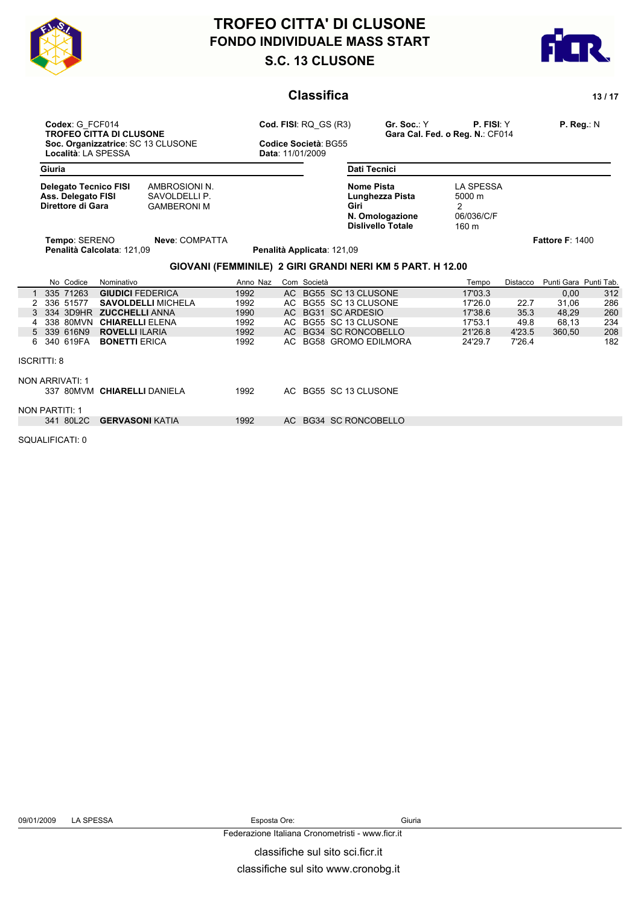# TROFEO CITTA' DI CLUSONE
## FONDO INDIVIDUALE MASS START
## S.C. 13 CLUSONE

### Classifica

**Codex**: G_FCF014
**TROFEO CITTA DI CLUSONE**
**Soc. Organizzatrice**: SC 13 CLUSONE
**Località**: LA SPESSA

**Cod. FISI**: RQ_GS (R3)
**Codice Società**: BG55
**Data**: 11/01/2009

**Gr. Soc.**: Y **P. FISI**: Y **P. Reg.**: N
**Gara Cal. Fed. o Reg. N.**: CF014

**Giuria**

| | |
|---|---|
| **Delegato Tecnico FISI** | AMBROSIONI N. |
| **Ass. Delegato FISI** | SAVOLDELLI P. |
| **Direttore di Gara** | GAMBERONI M |

**Dati Tecnici**

| | |
|---|---|
| **Nome Pista** | LA SPESSA |
| **Lunghezza Pista** | 5000 m |
| **Giri** | 2 |
| **N. Omologazione** | 06/036/C/F |
| **Dislivello Totale** | 160 m |

**Tempo**: SERENO **Neve**: COMPATTA **Fattore F**: 1400
**Penalità Calcolata**: 121,09 **Penalità Applicata**: 121,09

### GIOVANI (FEMMINILE) 2 GIRI GRANDI NERI KM 5 PART. H 12.00

| | No | Codice | Nominativo | Anno | Naz | Com | Società | | Tempo | Distacco | Punti Gara | Punti Tab. |
|---|---|---|---|---|---|---|---|---|---|---|---|---|
| 1 | 335 | 71263 | **GIUDICI** FEDERICA | 1992 | | AC | BG55 | SC 13 CLUSONE | 17'03.3 | | 0,00 | 312 |
| 2 | 336 | 51577 | **SAVOLDELLI** MICHELA | 1992 | | AC | BG55 | SC 13 CLUSONE | 17'26.0 | 22.7 | 31,06 | 286 |
| 3 | 334 | 3D9HR | **ZUCCHELLI** ANNA | 1990 | | AC | BG31 | SC ARDESIO | 17'38.6 | 35.3 | 48,29 | 260 |
| 4 | 338 | 80MVN | **CHIARELLI** ELENA | 1992 | | AC | BG55 | SC 13 CLUSONE | 17'53.1 | 49.8 | 68,13 | 234 |
| 5 | 339 | 616N9 | **ROVELLI** ILARIA | 1992 | | AC | BG34 | SC RONCOBELLO | 21'26.8 | 4'23.5 | 360,50 | 208 |
| 6 | 340 | 619FA | **BONETTI** ERICA | 1992 | | AC | BG58 | GROMO EDILMORA | 24'29.7 | 7'26.4 | | 182 |

ISCRITTI: 8

NON ARRIVATI: 1

| No | Codice | Nominativo | Anno | Com | Società | |
|---|---|---|---|---|---|---|
| 337 | 80MVM | **CHIARELLI** DANIELA | 1992 | AC | BG55 | SC 13 CLUSONE |

NON PARTITI: 1

| No | Codice | Nominativo | Anno | Com | Società | |
|---|---|---|---|---|---|---|
| 341 | 80L2C | **GERVASONI** KATIA | 1992 | AC | BG34 | SC RONCOBELLO |

SQUALIFICATI: 0

09/01/2009 LA SPESSA Esposta Ore: Giuria

Federazione Italiana Cronometristi - www.ficr.it

classifiche sul sito sci.ficr.it

classifiche sul sito www.cronobg.it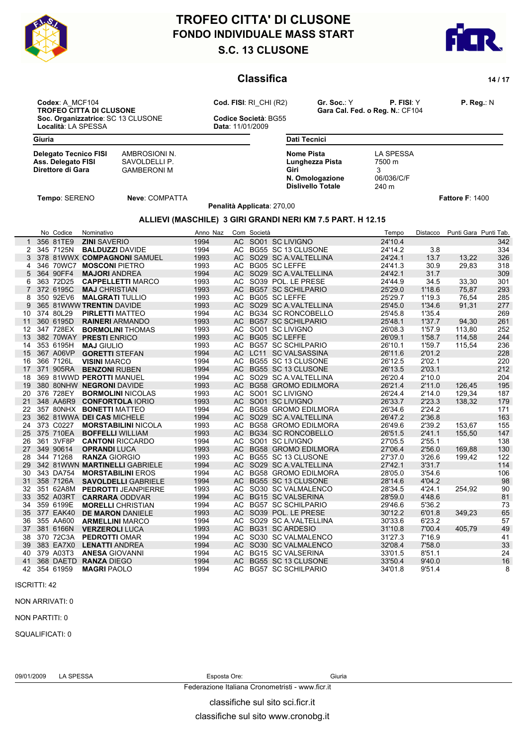# TROFEO CITTA' DI CLUSONE
## FONDO INDIVIDUALE MASS START
## S.C. 13 CLUSONE

### Classifica

**Codex**: A_MCF104
**TROFEO CITTA DI CLUSONE**
**Soc. Organizzatrice**: SC 13 CLUSONE
**Località**: LA SPESSA

**Cod. FISI**: RI_CHI (R2)
**Codice Società**: BG55
**Data**: 11/01/2009

**Gr. Soc.**: Y **P. FISI**: Y **P. Reg.**: N
**Gara Cal. Fed. o Reg. N.**: CF104

**Giuria**

| | |
|---|---|
| **Delegato Tecnico FISI** | AMBROSIONI N. |
| **Ass. Delegato FISI** | SAVOLDELLI P. |
| **Direttore di Gara** | GAMBERONI M |

**Dati Tecnici**

| | |
|---|---|
| **Nome Pista** | LA SPESSA |
| **Lunghezza Pista** | 7500 m |
| **Giri** | 3 |
| **N. Omologazione** | 06/036/C/F |
| **Dislivello Totale** | 240 m |

**Tempo**: SERENO **Neve**: COMPATTA **Fattore F**: 1400

**Penalità Applicata**: 270,00

### ALLIEVI (MASCHILE) 3 GIRI GRANDI NERI KM 7.5 PART. H 12.15

| | No | Codice | Nominativo | Anno | Naz | Com | Società | Tempo | Distacco | Punti Gara | Punti Tab. |
|---|---|---|---|---|---|---|---|---|---|---|---|
| 1 | 356 | 81TE9 | **ZINI** SAVERIO | 1994 | | AC | SO01 SC LIVIGNO | 24'10.4 | | | 342 |
| 2 | 345 | 7125N | **BALDUZZI** DAVIDE | 1994 | | AC | BG55 SC 13 CLUSONE | 24'14.2 | 3.8 | | 334 |
| 3 | 378 | 81WWX | **COMPAGNONI** SAMUEL | 1993 | | AC | SO29 SC A.VALTELLINA | 24'24.1 | 13.7 | 13,22 | 326 |
| 4 | 346 | 70WC7 | **MOSCONI** PIETRO | 1993 | | AC | BG05 SC LEFFE | 24'41.3 | 30.9 | 29,83 | 318 |
| 5 | 364 | 90FF4 | **MAJORI** ANDREA | 1994 | | AC | SO29 SC A.VALTELLINA | 24'42.1 | 31.7 | | 309 |
| 6 | 363 | 72D25 | **CAPPELLETTI** MARCO | 1993 | | AC | SO39 POL. LE PRESE | 24'44.9 | 34.5 | 33,30 | 301 |
| 7 | 372 | 6195C | **MAJ** CHRISTIAN | 1993 | | AC | BG57 SC SCHILPARIO | 25'29.0 | 1'18.6 | 75,87 | 293 |
| 8 | 350 | 92EV6 | **MALGRATI** TULLIO | 1993 | | AC | BG05 SC LEFFE | 25'29.7 | 1'19.3 | 76,54 | 285 |
| 9 | 365 | 81WWW | **TRENTIN** DAVIDE | 1993 | | AC | SO29 SC A.VALTELLINA | 25'45.0 | 1'34.6 | 91,31 | 277 |
| 10 | 374 | 80L29 | **PIRLETTI** MATTEO | 1994 | | AC | BG34 SC RONCOBELLO | 25'45.8 | 1'35.4 | | 269 |
| 11 | 360 | 6195D | **RAINERI** ARMANDO | 1993 | | AC | BG57 SC SCHILPARIO | 25'48.1 | 1'37.7 | 94,30 | 261 |
| 12 | 347 | 728EX | **BORMOLINI** THOMAS | 1993 | | AC | SO01 SC LIVIGNO | 26'08.3 | 1'57.9 | 113,80 | 252 |
| 13 | 382 | 70WAY | **PRESTI** ENRICO | 1993 | | AC | BG05 SC LEFFE | 26'09.1 | 1'58.7 | 114,58 | 244 |
| 14 | 353 | 6195H | **MAJ** GIULIO | 1993 | | AC | BG57 SC SCHILPARIO | 26'10.1 | 1'59.7 | 115,54 | 236 |
| 15 | 367 | A06VP | **GORETTI** STEFAN | 1994 | | AC | LC11 SC VALSASSINA | 26'11.6 | 2'01.2 | | 228 |
| 16 | 366 | 7126L | **VISINI** MARCO | 1994 | | AC | BG55 SC 13 CLUSONE | 26'12.5 | 2'02.1 | | 220 |
| 17 | 371 | 905RA | **BENZONI** RUBEN | 1994 | | AC | BG55 SC 13 CLUSONE | 26'13.5 | 2'03.1 | | 212 |
| 18 | 369 | 81WWD | **PEROTTI** MANUEL | 1994 | | AC | SO29 SC A.VALTELLINA | 26'20.4 | 2'10.0 | | 204 |
| 19 | 380 | 80NHW | **NEGRONI** DAVIDE | 1993 | | AC | BG58 GROMO EDILMORA | 26'21.4 | 2'11.0 | 126,45 | 195 |
| 20 | 376 | 728EY | **BORMOLINI** NICOLAS | 1993 | | AC | SO01 SC LIVIGNO | 26'24.4 | 2'14.0 | 129,34 | 187 |
| 21 | 348 | AA6R9 | **CONFORTOLA** IORIO | 1993 | | AC | SO01 SC LIVIGNO | 26'33.7 | 2'23.3 | 138,32 | 179 |
| 22 | 357 | 80NHX | **BONETTI** MATTEO | 1994 | | AC | BG58 GROMO EDILMORA | 26'34.6 | 2'24.2 | | 171 |
| 23 | 362 | 81WWA | **DEI CAS** MICHELE | 1994 | | AC | SO29 SC A.VALTELLINA | 26'47.2 | 2'36.8 | | 163 |
| 24 | 373 | C0227 | **MORSTABILINI** NICOLA | 1993 | | AC | BG58 GROMO EDILMORA | 26'49.6 | 2'39.2 | 153,67 | 155 |
| 25 | 375 | 710EA | **BOFFELLI** WILLIAM | 1993 | | AC | BG34 SC RONCOBELLO | 26'51.5 | 2'41.1 | 155,50 | 147 |
| 26 | 361 | 3VF8P | **CANTONI** RICCARDO | 1994 | | AC | SO01 SC LIVIGNO | 27'05.5 | 2'55.1 | | 138 |
| 27 | 349 | 90614 | **OPRANDI** LUCA | 1993 | | AC | BG58 GROMO EDILMORA | 27'06.4 | 2'56.0 | 169,88 | 130 |
| 28 | 344 | 71268 | **RANZA** GIORGIO | 1993 | | AC | BG55 SC 13 CLUSONE | 27'37.0 | 3'26.6 | 199,42 | 122 |
| 29 | 342 | 81WWN | **MARTINELLI** GABRIELE | 1994 | | AC | SO29 SC A.VALTELLINA | 27'42.1 | 3'31.7 | | 114 |
| 30 | 343 | DA754 | **MORSTABILINI** EROS | 1994 | | AC | BG58 GROMO EDILMORA | 28'05.0 | 3'54.6 | | 106 |
| 31 | 358 | 7126A | **SAVOLDELLI** GABRIELE | 1994 | | AC | BG55 SC 13 CLUSONE | 28'14.6 | 4'04.2 | | 98 |
| 32 | 351 | 62A8M | **PEDROTTI** JEANPIERRE | 1993 | | AC | SO30 SC VALMALENCO | 28'34.5 | 4'24.1 | 254,92 | 90 |
| 33 | 352 | A03RT | **CARRARA** ODDVAR | 1994 | | AC | BG15 SC VALSERINA | 28'59.0 | 4'48.6 | | 81 |
| 34 | 359 | 6199E | **MORELLI** CHRISTIAN | 1994 | | AC | BG57 SC SCHILPARIO | 29'46.6 | 5'36.2 | | 73 |
| 35 | 377 | EAK40 | **DE MARON** DANIELE | 1993 | | AC | SO39 POL. LE PRESE | 30'12.2 | 6'01.8 | 349,23 | 65 |
| 36 | 355 | AA600 | **ARMELLINI** MARCO | 1994 | | AC | SO29 SC A.VALTELLINA | 30'33.6 | 6'23.2 | | 57 |
| 37 | 381 | 6166N | **VERZEROLI** LUCA | 1993 | | AC | BG31 SC ARDESIO | 31'10.8 | 7'00.4 | 405,79 | 49 |
| 38 | 370 | 72C3A | **PEDROTTI** OMAR | 1994 | | AC | SO30 SC VALMALENCO | 31'27.3 | 7'16.9 | | 41 |
| 39 | 383 | EA7X0 | **LENATTI** ANDREA | 1994 | | AC | SO30 SC VALMALENCO | 32'08.4 | 7'58.0 | | 33 |
| 40 | 379 | A03T3 | **ANESA** GIOVANNI | 1994 | | AC | BG15 SC VALSERINA | 33'01.5 | 8'51.1 | | 24 |
| 41 | 368 | DAETD | **RANZA** DIEGO | 1994 | | AC | BG55 SC 13 CLUSONE | 33'50.4 | 9'40.0 | | 16 |
| 42 | 354 | 61959 | **MAGRI** PAOLO | 1994 | | AC | BG57 SC SCHILPARIO | 34'01.8 | 9'51.4 | | 8 |

ISCRITTI: 42

NON ARRIVATI: 0

NON PARTITI: 0

SQUALIFICATI: 0

09/01/2009 LA SPESSA Esposta Ore: Giuria

Federazione Italiana Cronometristi - www.ficr.it

classifiche sul sito sci.ficr.it

classifiche sul sito www.cronobg.it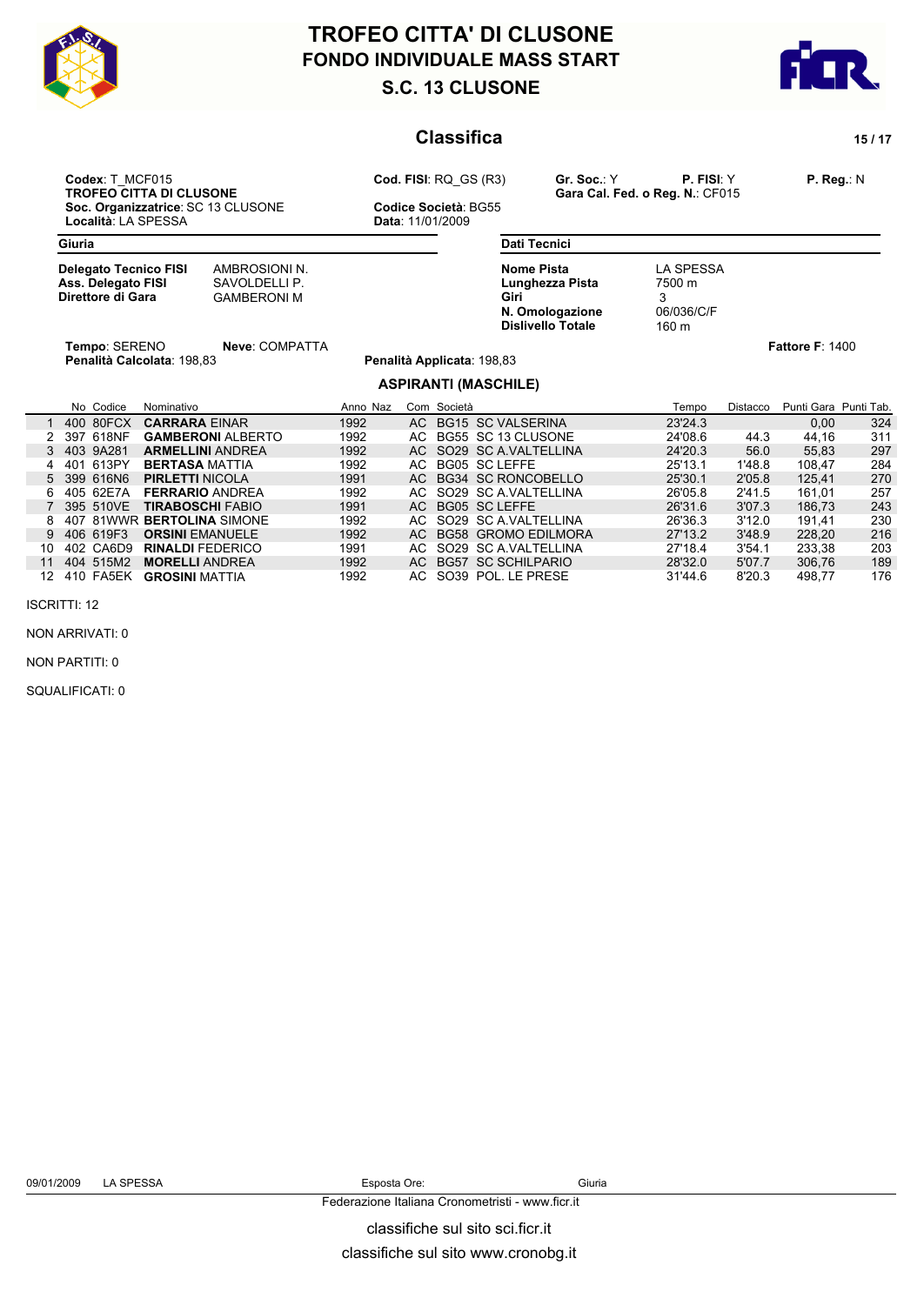# TROFEO CITTA' DI CLUSONE
## FONDO INDIVIDUALE MASS START
## S.C. 13 CLUSONE

## Classifica

**Codex**: T_MCF015
**TROFEO CITTA DI CLUSONE**
**Soc. Organizzatrice**: SC 13 CLUSONE
**Località**: LA SPESSA

**Cod. FISI**: RQ_GS (R3)
**Codice Società**: BG55
**Data**: 11/01/2009

**Gr. Soc.**: Y **P. FISI**: Y **P. Reg.**: N
**Gara Cal. Fed. o Reg. N.**: CF015

**Giuria**

| | |
|---|---|
| **Delegato Tecnico FISI** | AMBROSIONI N. |
| **Ass. Delegato FISI** | SAVOLDELLI P. |
| **Direttore di Gara** | GAMBERONI M |

**Dati Tecnici**

| | |
|---|---|
| **Nome Pista** | LA SPESSA |
| **Lunghezza Pista** | 7500 m |
| **Giri** | 3 |
| **N. Omologazione** | 06/036/C/F |
| **Dislivello Totale** | 160 m |

**Tempo**: SERENO **Neve**: COMPATTA **Fattore F**: 1400
**Penalità Calcolata**: 198,83 **Penalità Applicata**: 198,83

### ASPIRANTI (MASCHILE)

| | No | Codice | Nominativo | Anno | Naz | Com | Società | Tempo | Distacco | Punti Gara | Punti Tab. |
|---|---|---|---|---|---|---|---|---|---|---|---|
| 1 | 400 | 80FCX | **CARRARA** EINAR | 1992 | | AC | BG15 SC VALSERINA | 23'24.3 | | 0,00 | 324 |
| 2 | 397 | 618NF | **GAMBERONI** ALBERTO | 1992 | | AC | BG55 SC 13 CLUSONE | 24'08.6 | 44.3 | 44,16 | 311 |
| 3 | 403 | 9A281 | **ARMELLINI** ANDREA | 1992 | | AC | SO29 SC A.VALTELLINA | 24'20.3 | 56.0 | 55,83 | 297 |
| 4 | 401 | 613PY | **BERTASA** MATTIA | 1992 | | AC | BG05 SC LEFFE | 25'13.1 | 1'48.8 | 108,47 | 284 |
| 5 | 399 | 616N6 | **PIRLETTI** NICOLA | 1991 | | AC | BG34 SC RONCOBELLO | 25'30.1 | 2'05.8 | 125,41 | 270 |
| 6 | 405 | 62E7A | **FERRARIO** ANDREA | 1992 | | AC | SO29 SC A.VALTELLINA | 26'05.8 | 2'41.5 | 161,01 | 257 |
| 7 | 395 | 510VE | **TIRABOSCHI** FABIO | 1991 | | AC | BG05 SC LEFFE | 26'31.6 | 3'07.3 | 186,73 | 243 |
| 8 | 407 | 81WWR | **BERTOLINA** SIMONE | 1992 | | AC | SO29 SC A.VALTELLINA | 26'36.3 | 3'12.0 | 191,41 | 230 |
| 9 | 406 | 619F3 | **ORSINI** EMANUELE | 1992 | | AC | BG58 GROMO EDILMORA | 27'13.2 | 3'48.9 | 228,20 | 216 |
| 10 | 402 | CA6D9 | **RINALDI** FEDERICO | 1991 | | AC | SO29 SC A.VALTELLINA | 27'18.4 | 3'54.1 | 233,38 | 203 |
| 11 | 404 | 515M2 | **MORELLI** ANDREA | 1992 | | AC | BG57 SC SCHILPARIO | 28'32.0 | 5'07.7 | 306,76 | 189 |
| 12 | 410 | FA5EK | **GROSINI** MATTIA | 1992 | | AC | SO39 POL. LE PRESE | 31'44.6 | 8'20.3 | 498,77 | 176 |

ISCRITTI: 12

NON ARRIVATI: 0

NON PARTITI: 0

SQUALIFICATI: 0

09/01/2009 LA SPESSA Esposta Ore: Giuria

Federazione Italiana Cronometristi - www.ficr.it

classifiche sul sito sci.ficr.it

classifiche sul sito www.cronobg.it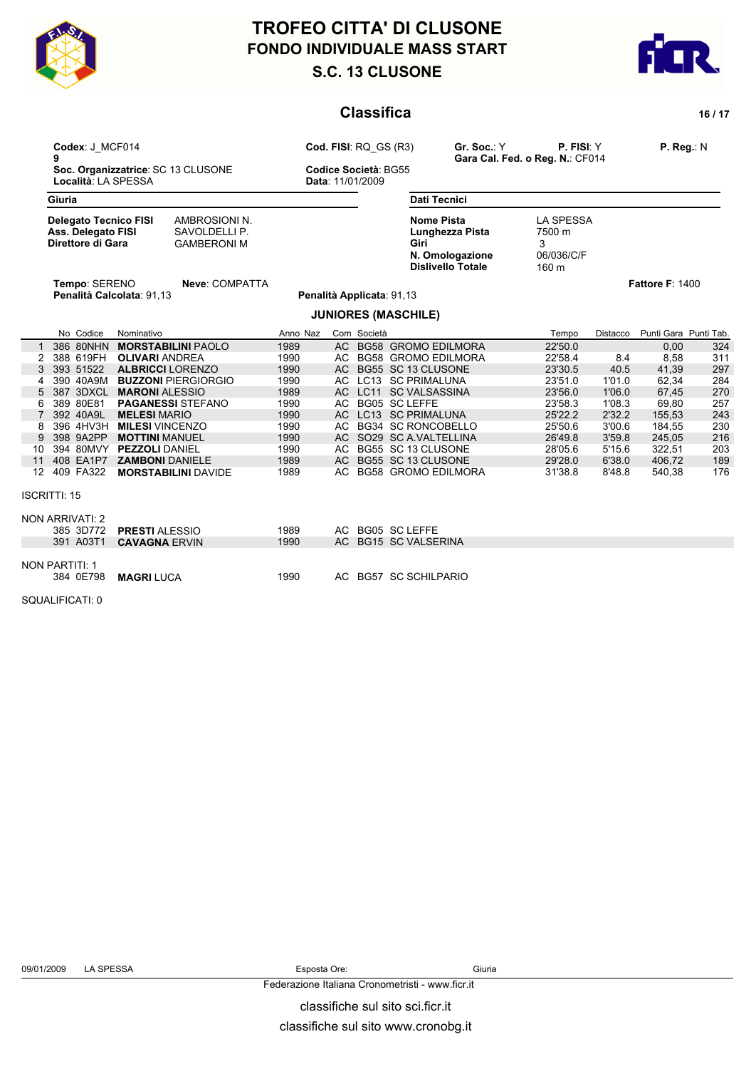# TROFEO CITTA' DI CLUSONE
## FONDO INDIVIDUALE MASS START
## S.C. 13 CLUSONE

## Classifica

**Codex**: J_MCF0149
**Soc. Organizzatrice**: SC 13 CLUSONE
**Località**: LA SPESSA

**Cod. FISI**: RQ_GS (R3)
**Codice Società**: BG55
**Data**: 11/01/2009

**Gr. Soc.**: Y **P. FISI**: Y **P. Reg.**: N
**Gara Cal. Fed. o Reg. N.**: CF014

**Giuria**

| | |
|---|---|
| **Delegato Tecnico FISI** | AMBROSIONI N. |
| **Ass. Delegato FISI** | SAVOLDELLI P. |
| **Direttore di Gara** | GAMBERONI M |

**Dati Tecnici**

| | |
|---|---|
| **Nome Pista** | LA SPESSA |
| **Lunghezza Pista** | 7500 m |
| **Giri** | 3 |
| **N. Omologazione** | 06/036/C/F |
| **Dislivello Totale** | 160 m |

**Tempo**: SERENO **Neve**: COMPATTA **Fattore F**: 1400
**Penalità Calcolata**: 91,13 **Penalità Applicata**: 91,13

### JUNIORES (MASCHILE)

| | No | Codice | Nominativo | Anno | Naz | Com | Società | Tempo | Distacco | Punti Gara | Punti Tab. |
|---|---|---|---|---|---|---|---|---|---|---|---|
| 1 | 386 | 80NHN | **MORSTABILINI** PAOLO | 1989 | | AC | BG58 GROMO EDILMORA | 22'50.0 | | 0,00 | 324 |
| 2 | 388 | 619FH | **OLIVARI** ANDREA | 1990 | | AC | BG58 GROMO EDILMORA | 22'58.4 | 8.4 | 8,58 | 311 |
| 3 | 393 | 51522 | **ALBRICCI** LORENZO | 1990 | | AC | BG55 SC 13 CLUSONE | 23'30.5 | 40.5 | 41,39 | 297 |
| 4 | 390 | 40A9M | **BUZZONI** PIERGIORGIO | 1990 | | AC | LC13 SC PRIMALUNA | 23'51.0 | 1'01.0 | 62,34 | 284 |
| 5 | 387 | 3DXCL | **MARONI** ALESSIO | 1989 | | AC | LC11 SC VALSASSINA | 23'56.0 | 1'06.0 | 67,45 | 270 |
| 6 | 389 | 80E81 | **PAGANESSI** STEFANO | 1990 | | AC | BG05 SC LEFFE | 23'58.3 | 1'08.3 | 69,80 | 257 |
| 7 | 392 | 40A9L | **MELESI** MARIO | 1990 | | AC | LC13 SC PRIMALUNA | 25'22.2 | 2'32.2 | 155,53 | 243 |
| 8 | 396 | 4HV3H | **MILESI** VINCENZO | 1990 | | AC | BG34 SC RONCOBELLO | 25'50.6 | 3'00.6 | 184,55 | 230 |
| 9 | 398 | 9A2PP | **MOTTINI** MANUEL | 1990 | | AC | SO29 SC A.VALTELLINA | 26'49.8 | 3'59.8 | 245,05 | 216 |
| 10 | 394 | 80MVY | **PEZZOLI** DANIEL | 1990 | | AC | BG55 SC 13 CLUSONE | 28'05.6 | 5'15.6 | 322,51 | 203 |
| 11 | 408 | EA1P7 | **ZAMBONI** DANIELE | 1989 | | AC | BG55 SC 13 CLUSONE | 29'28.0 | 6'38.0 | 406,72 | 189 |
| 12 | 409 | FA322 | **MORSTABILINI** DAVIDE | 1989 | | AC | BG58 GROMO EDILMORA | 31'38.8 | 8'48.8 | 540,38 | 176 |

ISCRITTI: 15

NON ARRIVATI: 2

| No | Codice | Nominativo | Anno | Com | Società |
|---|---|---|---|---|---|
| 385 | 3D772 | **PRESTI** ALESSIO | 1989 | AC | BG05 SC LEFFE |
| 391 | A03T1 | **CAVAGNA** ERVIN | 1990 | AC | BG15 SC VALSERINA |

NON PARTITI: 1

| No | Codice | Nominativo | Anno | Com | Società |
|---|---|---|---|---|---|
| 384 | 0E798 | **MAGRI** LUCA | 1990 | AC | BG57 SC SCHILPARIO |

SQUALIFICATI: 0

09/01/2009 LA SPESSA Esposta Ore: Giuria

Federazione Italiana Cronometristi - www.ficr.it

classifiche sul sito sci.ficr.it

classifiche sul sito www.cronobg.it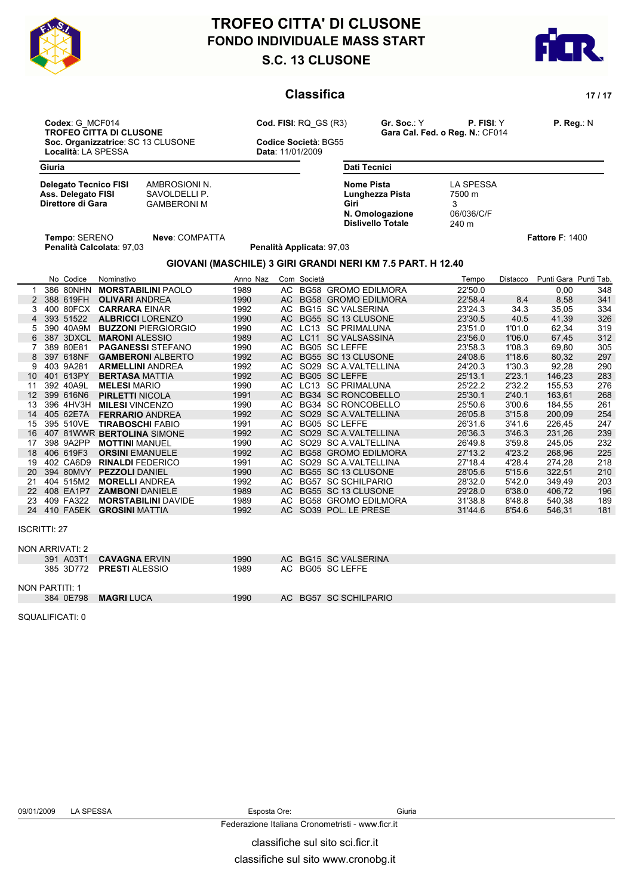# TROFEO CITTA' DI CLUSONE
## FONDO INDIVIDUALE MASS START
## S.C. 13 CLUSONE

### Classifica

**Codex**: G_MCF014
**TROFEO CITTA DI CLUSONE**
**Soc. Organizzatrice**: SC 13 CLUSONE
**Località**: LA SPESSA

**Cod. FISI**: RQ_GS (R3)
**Codice Società**: BG55
**Data**: 11/01/2009

**Gr. Soc.**: Y  **P. FISI**: Y  **P. Reg.**: N
**Gara Cal. Fed. o Reg. N.**: CF014

**Giuria**

| | |
|---|---|
| **Delegato Tecnico FISI** | AMBROSIONI N. |
| **Ass. Delegato FISI** | SAVOLDELLI P. |
| **Direttore di Gara** | GAMBERONI M |

**Dati Tecnici**

| | |
|---|---|
| **Nome Pista** | LA SPESSA |
| **Lunghezza Pista** | 7500 m |
| **Giri** | 3 |
| **N. Omologazione** | 06/036/C/F |
| **Dislivello Totale** | 240 m |

**Tempo**: SERENO  **Neve**: COMPATTA  **Fattore F**: 1400
**Penalità Calcolata**: 97,03  **Penalità Applicata**: 97,03

### GIOVANI (MASCHILE) 3 GIRI GRANDI NERI KM 7.5 PART. H 12.40

| | No | Codice | Nominativo | Anno | Naz | Com | Società | Tempo | Distacco | Punti Gara | Punti Tab. |
|---|---|---|---|---|---|---|---|---|---|---|---|
| 1 | 386 | 80NHN | **MORSTABILINI** PAOLO | 1989 | | AC | BG58 GROMO EDILMORA | 22'50.0 | | 0,00 | 348 |
| 2 | 388 | 619FH | **OLIVARI** ANDREA | 1990 | | AC | BG58 GROMO EDILMORA | 22'58.4 | 8.4 | 8,58 | 341 |
| 3 | 400 | 80FCX | **CARRARA** EINAR | 1992 | | AC | BG15 SC VALSERINA | 23'24.3 | 34.3 | 35,05 | 334 |
| 4 | 393 | 51522 | **ALBRICCI** LORENZO | 1990 | | AC | BG55 SC 13 CLUSONE | 23'30.5 | 40.5 | 41,39 | 326 |
| 5 | 390 | 40A9M | **BUZZONI** PIERGIORGIO | 1990 | | AC | LC13 SC PRIMALUNA | 23'51.0 | 1'01.0 | 62,34 | 319 |
| 6 | 387 | 3DXCL | **MARONI** ALESSIO | 1989 | | AC | LC11 SC VALSASSINA | 23'56.0 | 1'06.0 | 67,45 | 312 |
| 7 | 389 | 80E81 | **PAGANESSI** STEFANO | 1990 | | AC | BG05 SC LEFFE | 23'58.3 | 1'08.3 | 69,80 | 305 |
| 8 | 397 | 618NF | **GAMBERONI** ALBERTO | 1992 | | AC | BG55 SC 13 CLUSONE | 24'08.6 | 1'18.6 | 80,32 | 297 |
| 9 | 403 | 9A281 | **ARMELLINI** ANDREA | 1992 | | AC | SO29 SC A.VALTELLINA | 24'20.3 | 1'30.3 | 92,28 | 290 |
| 10 | 401 | 613PY | **BERTASA** MATTIA | 1992 | | AC | BG05 SC LEFFE | 25'13.1 | 2'23.1 | 146,23 | 283 |
| 11 | 392 | 40A9L | **MELESI** MARIO | 1990 | | AC | LC13 SC PRIMALUNA | 25'22.2 | 2'32.2 | 155,53 | 276 |
| 12 | 399 | 616N6 | **PIRLETTI** NICOLA | 1991 | | AC | BG34 SC RONCOBELLO | 25'30.1 | 2'40.1 | 163,61 | 268 |
| 13 | 396 | 4HV3H | **MILESI** VINCENZO | 1990 | | AC | BG34 SC RONCOBELLO | 25'50.6 | 3'00.6 | 184,55 | 261 |
| 14 | 405 | 62E7A | **FERRARIO** ANDREA | 1992 | | AC | SO29 SC A.VALTELLINA | 26'05.8 | 3'15.8 | 200,09 | 254 |
| 15 | 395 | 510VE | **TIRABOSCHI** FABIO | 1991 | | AC | BG05 SC LEFFE | 26'31.6 | 3'41.6 | 226,45 | 247 |
| 16 | 407 | 81WWR | **BERTOLINA** SIMONE | 1992 | | AC | SO29 SC A.VALTELLINA | 26'36.3 | 3'46.3 | 231,26 | 239 |
| 17 | 398 | 9A2PP | **MOTTINI** MANUEL | 1990 | | AC | SO29 SC A.VALTELLINA | 26'49.8 | 3'59.8 | 245,05 | 232 |
| 18 | 406 | 619F3 | **ORSINI** EMANUELE | 1992 | | AC | BG58 GROMO EDILMORA | 27'13.2 | 4'23.2 | 268,96 | 225 |
| 19 | 402 | CA6D9 | **RINALDI** FEDERICO | 1991 | | AC | SO29 SC A.VALTELLINA | 27'18.4 | 4'28.4 | 274,28 | 218 |
| 20 | 394 | 80MVY | **PEZZOLI** DANIEL | 1990 | | AC | BG55 SC 13 CLUSONE | 28'05.6 | 5'15.6 | 322,51 | 210 |
| 21 | 404 | 515M2 | **MORELLI** ANDREA | 1992 | | AC | BG57 SC SCHILPARIO | 28'32.0 | 5'42.0 | 349,49 | 203 |
| 22 | 408 | EA1P7 | **ZAMBONI** DANIELE | 1989 | | AC | BG55 SC 13 CLUSONE | 29'28.0 | 6'38.0 | 406,72 | 196 |
| 23 | 409 | FA322 | **MORSTABILINI** DAVIDE | 1989 | | AC | BG58 GROMO EDILMORA | 31'38.8 | 8'48.8 | 540,38 | 189 |
| 24 | 410 | FA5EK | **GROSINI** MATTIA | 1992 | | AC | SO39 POL. LE PRESE | 31'44.6 | 8'54.6 | 546,31 | 181 |

ISCRITTI: 27

NON ARRIVATI: 2

| No | Codice | Nominativo | Anno | Com | Società |
|---|---|---|---|---|---|
| 391 | A03T1 | **CAVAGNA** ERVIN | 1990 | AC | BG15 SC VALSERINA |
| 385 | 3D772 | **PRESTI** ALESSIO | 1989 | AC | BG05 SC LEFFE |

NON PARTITI: 1

| No | Codice | Nominativo | Anno | Com | Società |
|---|---|---|---|---|---|
| 384 | 0E798 | **MAGRI** LUCA | 1990 | AC | BG57 SC SCHILPARIO |

SQUALIFICATI: 0

09/01/2009  LA SPESSA  Esposta Ore:  Giuria

Federazione Italiana Cronometristi - www.ficr.it

classifiche sul sito sci.ficr.it

classifiche sul sito www.cronobg.it